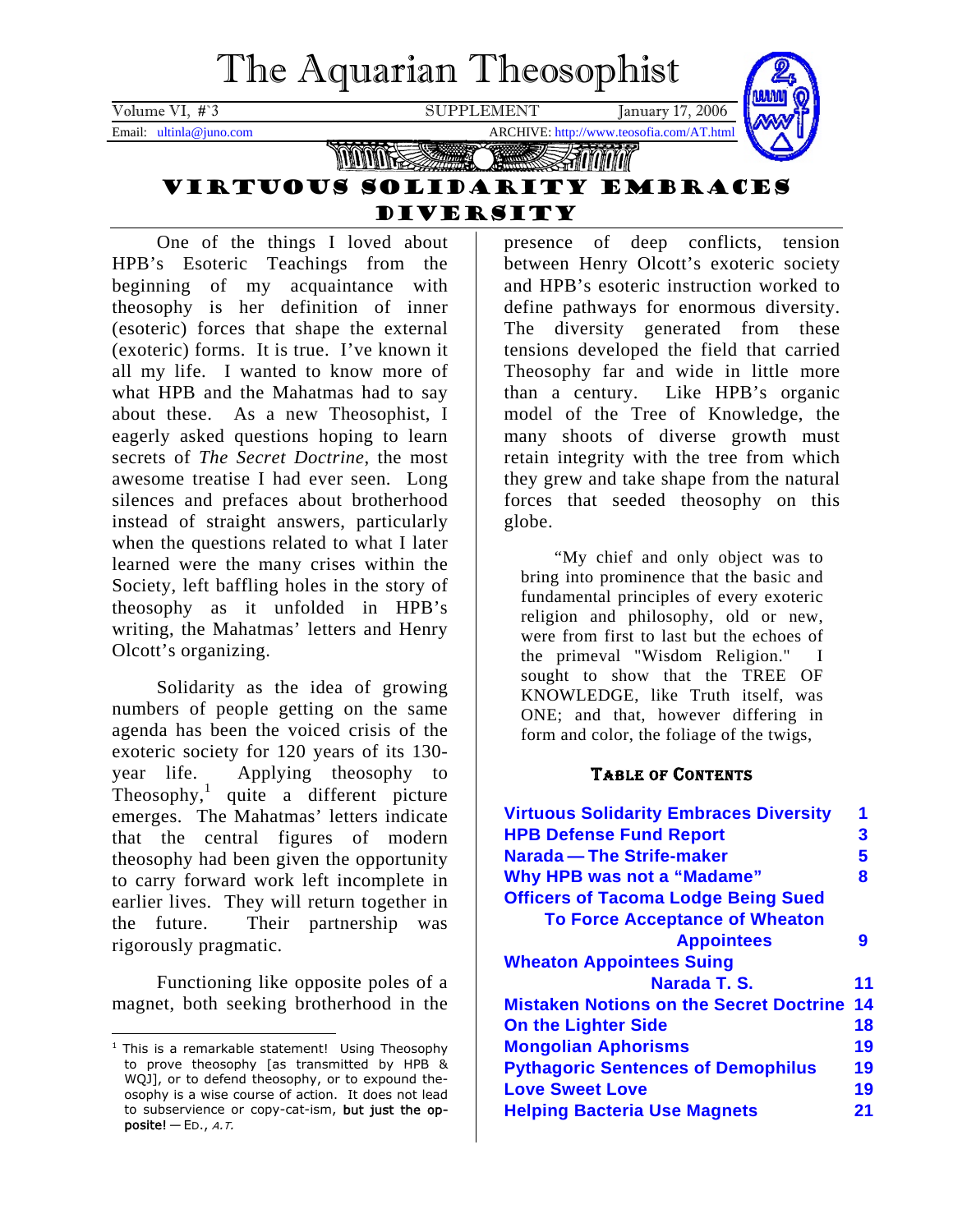# The Aquarian Theosophist

Volume VI, #`3 SUPPLEMENT January 17, 2006

Email: ultinla@juno.com ARCHIVE: http://www.teosofia.com/AT.html

## VIRTUOUS SOLIDARITY EMBRACES DIVERSITY

One of the things I loved about HPB's Esoteric Teachings from the beginning of my acquaintance with theosophy is her definition of inner (esoteric) forces that shape the external (exoteric) forms. It is true. I've known it all my life. I wanted to know more of what HPB and the Mahatmas had to say about these. As a new Theosophist, I eagerly asked questions hoping to learn secrets of *The Secret Doctrine*, the most awesome treatise I had ever seen. Long silences and prefaces about brotherhood instead of straight answers, particularly when the questions related to what I later learned were the many crises within the Society, left baffling holes in the story of theosophy as it unfolded in HPB's writing, the Mahatmas' letters and Henry Olcott's organizing.

Solidarity as the idea of growing numbers of people getting on the same agenda has been the voiced crisis of the exoteric society for 120 years of its 130-year life. Applying theosophy to Theosophy,[1] quite a different picture emerges. The Mahatmas' letters indicate that the central figures of modern theosophy had been given the opportunity to carry forward work left incomplete in earlier lives. They will return together in the future. Their partnership was rigorously pragmatic.

Functioning like opposite poles of a magnet, both seeking brotherhood in the presence of deep conflicts, tension between Henry Olcott's exoteric society and HPB's esoteric instruction worked to define pathways for enormous diversity. The diversity generated from these tensions developed the field that carried Theosophy far and wide in little more than a century. Like HPB's organic model of the Tree of Knowledge, the many shoots of diverse growth must retain integrity with the tree from which they grew and take shape from the natural forces that seeded theosophy on this globe.

> "My chief and only object was to bring into prominence that the basic and fundamental principles of every exoteric religion and philosophy, old or new, were from first to last but the echoes of the primeval "Wisdom Religion." I sought to show that the TREE OF KNOWLEDGE, like Truth itself, was ONE; and that, however differing in form and color, the foliage of the twigs,

### TABLE OF CONTENTS

| | |
|---|---|
| Virtuous Solidarity Embraces Diversity | 1 |
| HPB Defense Fund Report | 3 |
| Narada — The Strife-maker | 5 |
| Why HPB was not a "Madame" | 8 |
| Officers of Tacoma Lodge Being Sued To Force Acceptance of Wheaton Appointees | 9 |
| Wheaton Appointees Suing Narada T. S. | 11 |
| Mistaken Notions on the Secret Doctrine | 14 |
| On the Lighter Side | 18 |
| Mongolian Aphorisms | 19 |
| Pythagoric Sentences of Demophilus | 19 |
| Love Sweet Love | 19 |
| Helping Bacteria Use Magnets | 21 |

[1] This is a remarkable statement! Using Theosophy to prove theosophy [as transmitted by HPB & WQJ], or to defend theosophy, or to expound theosophy is a wise course of action. It does not lead to subservience or copy-cat-ism, **but just the opposite!** — ED., *A.T.*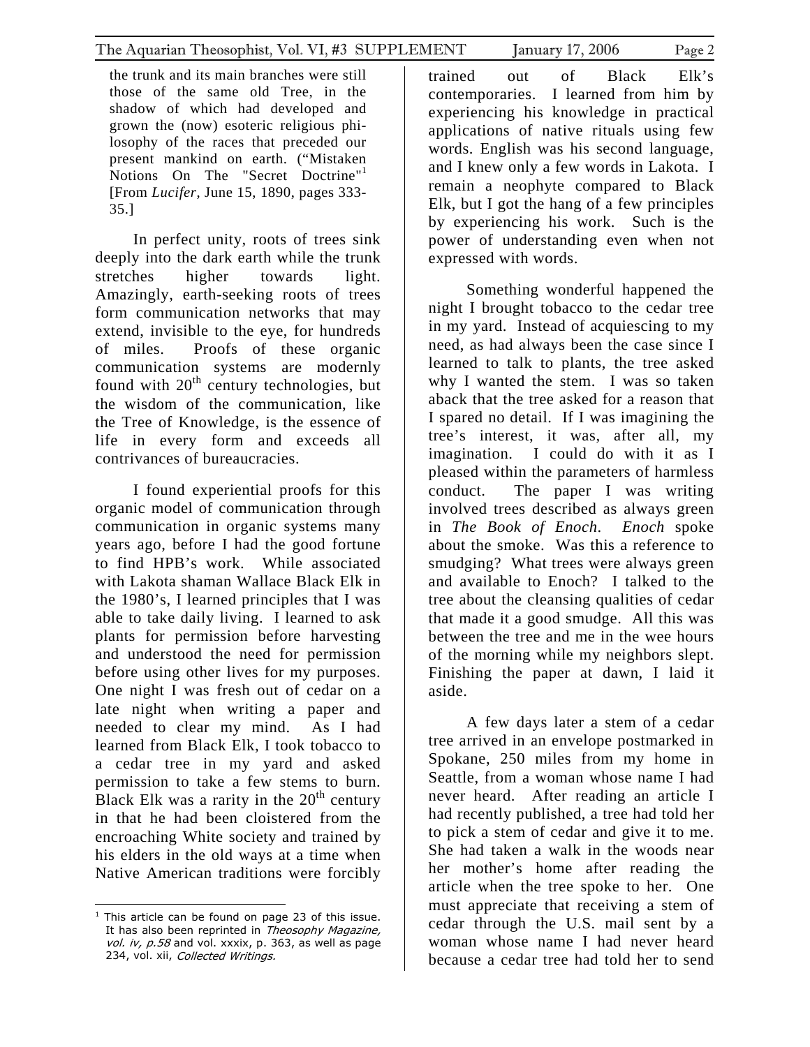the trunk and its main branches were still those of the same old Tree, in the shadow of which had developed and grown the (now) esoteric religious philosophy of the races that preceded our present mankind on earth. ("Mistaken Notions On The "Secret Doctrine"[1] [From *Lucifer*, June 15, 1890, pages 333-35.]

In perfect unity, roots of trees sink deeply into the dark earth while the trunk stretches higher towards light. Amazingly, earth-seeking roots of trees form communication networks that may extend, invisible to the eye, for hundreds of miles. Proofs of these organic communication systems are modernly found with 20th century technologies, but the wisdom of the communication, like the Tree of Knowledge, is the essence of life in every form and exceeds all contrivances of bureaucracies.

I found experiential proofs for this organic model of communication through communication in organic systems many years ago, before I had the good fortune to find HPB's work. While associated with Lakota shaman Wallace Black Elk in the 1980's, I learned principles that I was able to take daily living. I learned to ask plants for permission before harvesting and understood the need for permission before using other lives for my purposes. One night I was fresh out of cedar on a late night when writing a paper and needed to clear my mind. As I had learned from Black Elk, I took tobacco to a cedar tree in my yard and asked permission to take a few stems to burn. Black Elk was a rarity in the 20th century in that he had been cloistered from the encroaching White society and trained by his elders in the old ways at a time when Native American traditions were forcibly trained out of Black Elk's contemporaries. I learned from him by experiencing his knowledge in practical applications of native rituals using few words. English was his second language, and I knew only a few words in Lakota. I remain a neophyte compared to Black Elk, but I got the hang of a few principles by experiencing his work. Such is the power of understanding even when not expressed with words.

Something wonderful happened the night I brought tobacco to the cedar tree in my yard. Instead of acquiescing to my need, as had always been the case since I learned to talk to plants, the tree asked why I wanted the stem. I was so taken aback that the tree asked for a reason that I spared no detail. If I was imagining the tree's interest, it was, after all, my imagination. I could do with it as I pleased within the parameters of harmless conduct. The paper I was writing involved trees described as always green in *The Book of Enoch*. *Enoch* spoke about the smoke. Was this a reference to smudging? What trees were always green and available to Enoch? I talked to the tree about the cleansing qualities of cedar that made it a good smudge. All this was between the tree and me in the wee hours of the morning while my neighbors slept. Finishing the paper at dawn, I laid it aside.

A few days later a stem of a cedar tree arrived in an envelope postmarked in Spokane, 250 miles from my home in Seattle, from a woman whose name I had never heard. After reading an article I had recently published, a tree had told her to pick a stem of cedar and give it to me. She had taken a walk in the woods near her mother's home after reading the article when the tree spoke to her. One must appreciate that receiving a stem of cedar through the U.S. mail sent by a woman whose name I had never heard because a cedar tree had told her to send

---

[1] This article can be found on page 23 of this issue. It has also been reprinted in *Theosophy Magazine, vol. iv, p.58* and vol. xxxix, p. 363, as well as page 234, vol. xii, *Collected Writings*.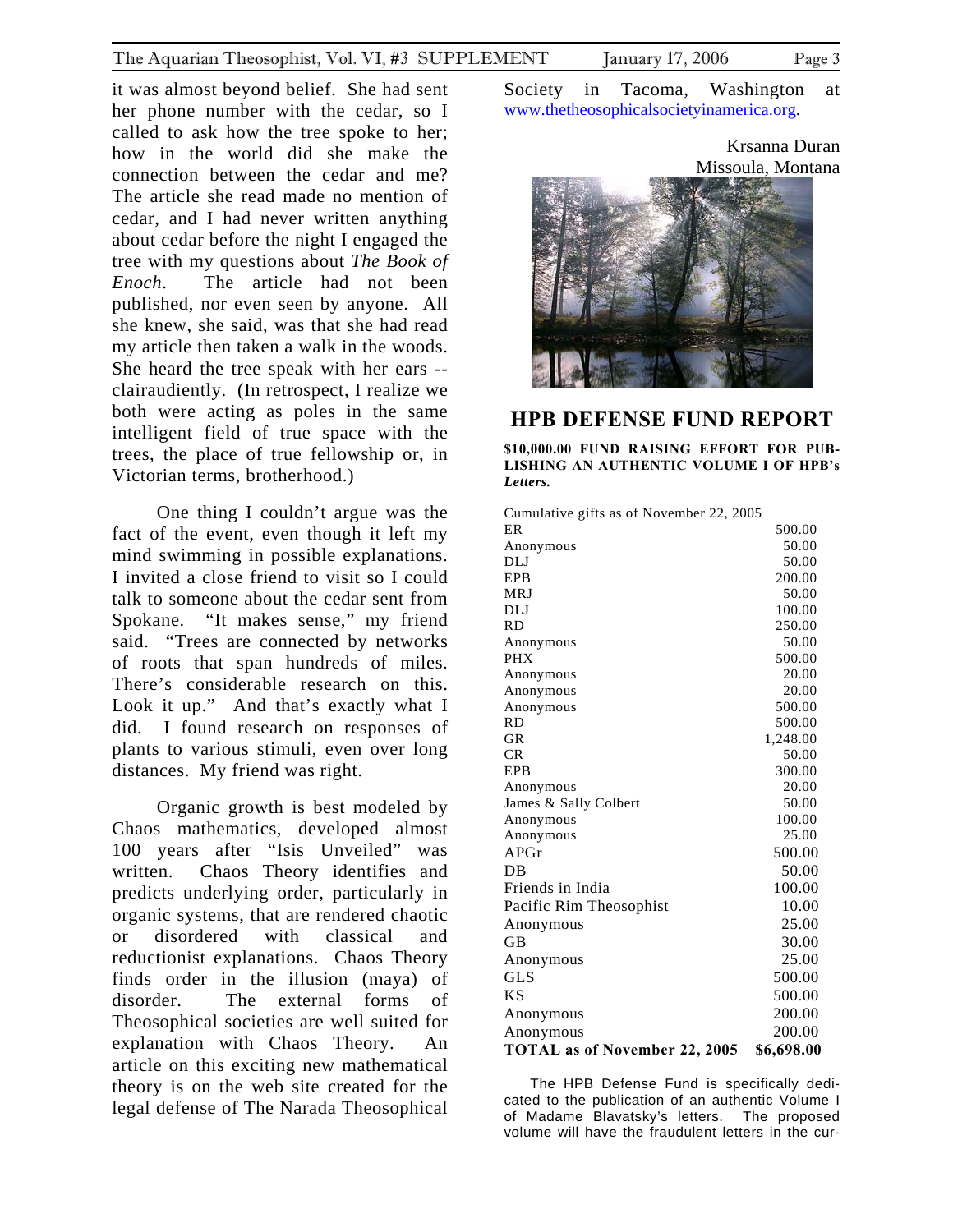it was almost beyond belief. She had sent her phone number with the cedar, so I called to ask how the tree spoke to her; how in the world did she make the connection between the cedar and me? The article she read made no mention of cedar, and I had never written anything about cedar before the night I engaged the tree with my questions about *The Book of Enoch*. The article had not been published, nor even seen by anyone. All she knew, she said, was that she had read my article then taken a walk in the woods. She heard the tree speak with her ears -- clairaudiently. (In retrospect, I realize we both were acting as poles in the same intelligent field of true space with the trees, the place of true fellowship or, in Victorian terms, brotherhood.)

One thing I couldn't argue was the fact of the event, even though it left my mind swimming in possible explanations. I invited a close friend to visit so I could talk to someone about the cedar sent from Spokane. "It makes sense," my friend said. "Trees are connected by networks of roots that span hundreds of miles. There's considerable research on this. Look it up." And that's exactly what I did. I found research on responses of plants to various stimuli, even over long distances. My friend was right.

Organic growth is best modeled by Chaos mathematics, developed almost 100 years after "Isis Unveiled" was written. Chaos Theory identifies and predicts underlying order, particularly in organic systems, that are rendered chaotic or disordered with classical and reductionist explanations. Chaos Theory finds order in the illusion (maya) of disorder. The external forms of Theosophical societies are well suited for explanation with Chaos Theory. An article on this exciting new mathematical theory is on the web site created for the legal defense of The Narada Theosophical Society in Tacoma, Washington at www.thetheosophicalsocietyinamerica.org.

Krsanna Duran
Missoula, Montana

## HPB DEFENSE FUND REPORT

**$10,000.00 FUND RAISING EFFORT FOR PUBLISHING AN AUTHENTIC VOLUME I OF HPB's *Letters.***

| Cumulative gifts as of November 22, 2005 | |
|---|---|
| ER | 500.00 |
| Anonymous | 50.00 |
| DLJ | 50.00 |
| EPB | 200.00 |
| MRJ | 50.00 |
| DLJ | 100.00 |
| RD | 250.00 |
| Anonymous | 50.00 |
| PHX | 500.00 |
| Anonymous | 20.00 |
| Anonymous | 20.00 |
| Anonymous | 500.00 |
| RD | 500.00 |
| GR | 1,248.00 |
| CR | 50.00 |
| EPB | 300.00 |
| Anonymous | 20.00 |
| James & Sally Colbert | 50.00 |
| Anonymous | 100.00 |
| Anonymous | 25.00 |
| APGr | 500.00 |
| DB | 50.00 |
| Friends in India | 100.00 |
| Pacific Rim Theosophist | 10.00 |
| Anonymous | 25.00 |
| GB | 30.00 |
| Anonymous | 25.00 |
| GLS | 500.00 |
| KS | 500.00 |
| Anonymous | 200.00 |
| Anonymous | 200.00 |
| **TOTAL as of November 22, 2005** | **$6,698.00** |

The HPB Defense Fund is specifically dedicated to the publication of an authentic Volume I of Madame Blavatsky's letters. The proposed volume will have the fraudulent letters in the cur-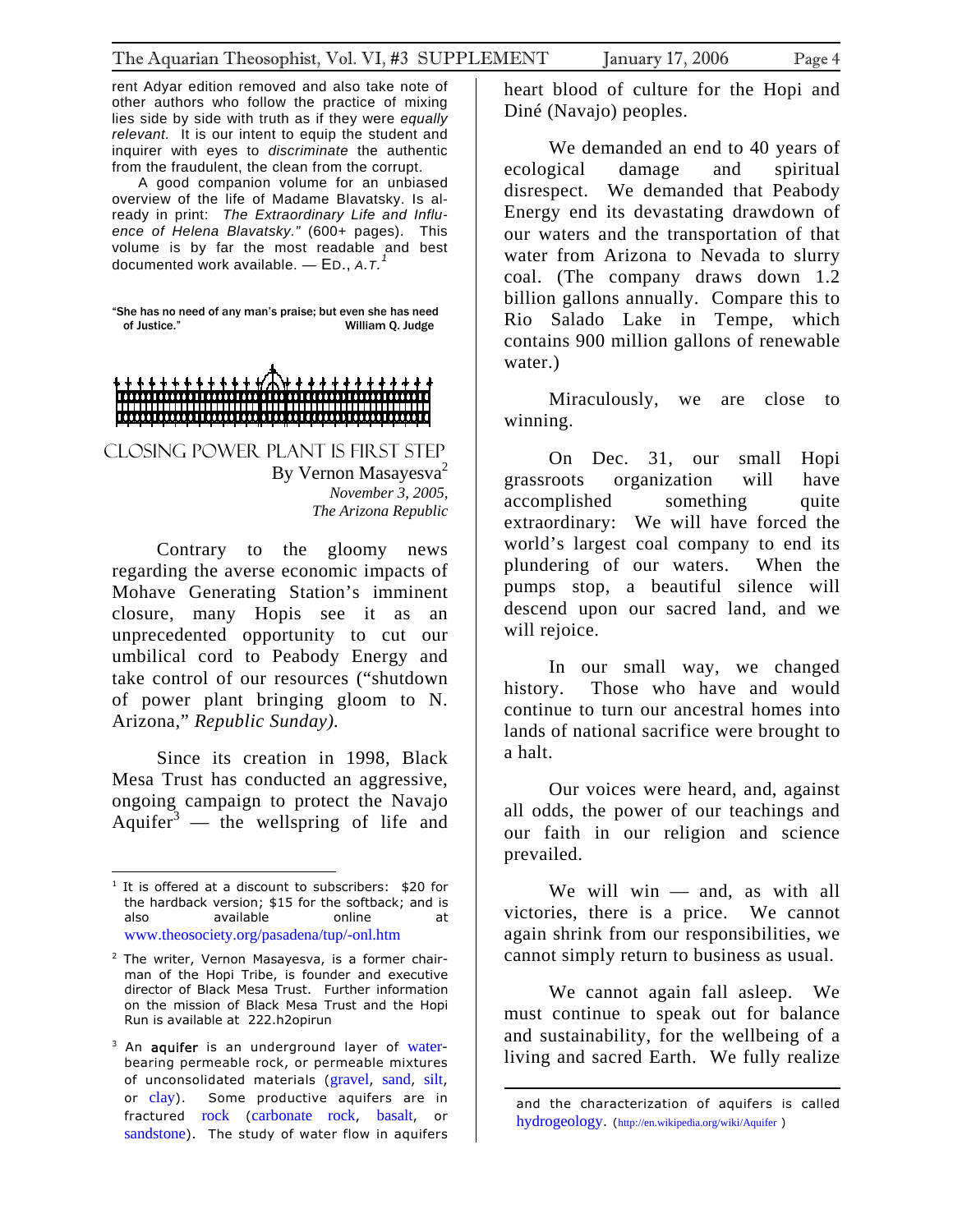rent Adyar edition removed and also take note of other authors who follow the practice of mixing lies side by side with truth as if they were *equally relevant.* It is our intent to equip the student and inquirer with eyes to *discriminate* the authentic from the fraudulent, the clean from the corrupt.

A good companion volume for an unbiased overview of the life of Madame Blavatsky. Is already in print: *The Extraordinary Life and Influence of Helena Blavatsky."* (600+ pages). This volume is by far the most readable and best documented work available. — ED., *A.T.*[1]

"She has no need of any man's praise; but even she has need of Justice." William Q. Judge

## CLOSING POWER PLANT IS FIRST STEP

By Vernon Masayesva[2]

*November 3, 2005,*
*The Arizona Republic*

Contrary to the gloomy news regarding the averse economic impacts of Mohave Generating Station's imminent closure, many Hopis see it as an unprecedented opportunity to cut our umbilical cord to Peabody Energy and take control of our resources ("shutdown of power plant bringing gloom to N. Arizona," *Republic Sunday).*

Since its creation in 1998, Black Mesa Trust has conducted an aggressive, ongoing campaign to protect the Navajo Aquifer[3] — the wellspring of life and heart blood of culture for the Hopi and Diné (Navajo) peoples.

We demanded an end to 40 years of ecological damage and spiritual disrespect. We demanded that Peabody Energy end its devastating drawdown of our waters and the transportation of that water from Arizona to Nevada to slurry coal. (The company draws down 1.2 billion gallons annually. Compare this to Rio Salado Lake in Tempe, which contains 900 million gallons of renewable water.)

Miraculously, we are close to winning.

On Dec. 31, our small Hopi grassroots organization will have accomplished something quite extraordinary: We will have forced the world's largest coal company to end its plundering of our waters. When the pumps stop, a beautiful silence will descend upon our sacred land, and we will rejoice.

In our small way, we changed history. Those who have and would continue to turn our ancestral homes into lands of national sacrifice were brought to a halt.

Our voices were heard, and, against all odds, the power of our teachings and our faith in our religion and science prevailed.

We will win — and, as with all victories, there is a price. We cannot again shrink from our responsibilities, we cannot simply return to business as usual.

We cannot again fall asleep. We must continue to speak out for balance and sustainability, for the wellbeing of a living and sacred Earth. We fully realize

---

[1] It is offered at a discount to subscribers: $20 for the hardback version; $15 for the softback; and is also available online at www.theosociety.org/pasadena/tup/-onl.htm

[2] The writer, Vernon Masayesva, is a former chairman of the Hopi Tribe, is founder and executive director of Black Mesa Trust. Further information on the mission of Black Mesa Trust and the Hopi Run is available at 222.h2opirun

[3] An **aquifer** is an underground layer of water-bearing permeable rock, or permeable mixtures of unconsolidated materials (gravel, sand, silt, or clay). Some productive aquifers are in fractured rock (carbonate rock, basalt, or sandstone). The study of water flow in aquifers and the characterization of aquifers is called hydrogeology. (http://en.wikipedia.org/wiki/Aquifer )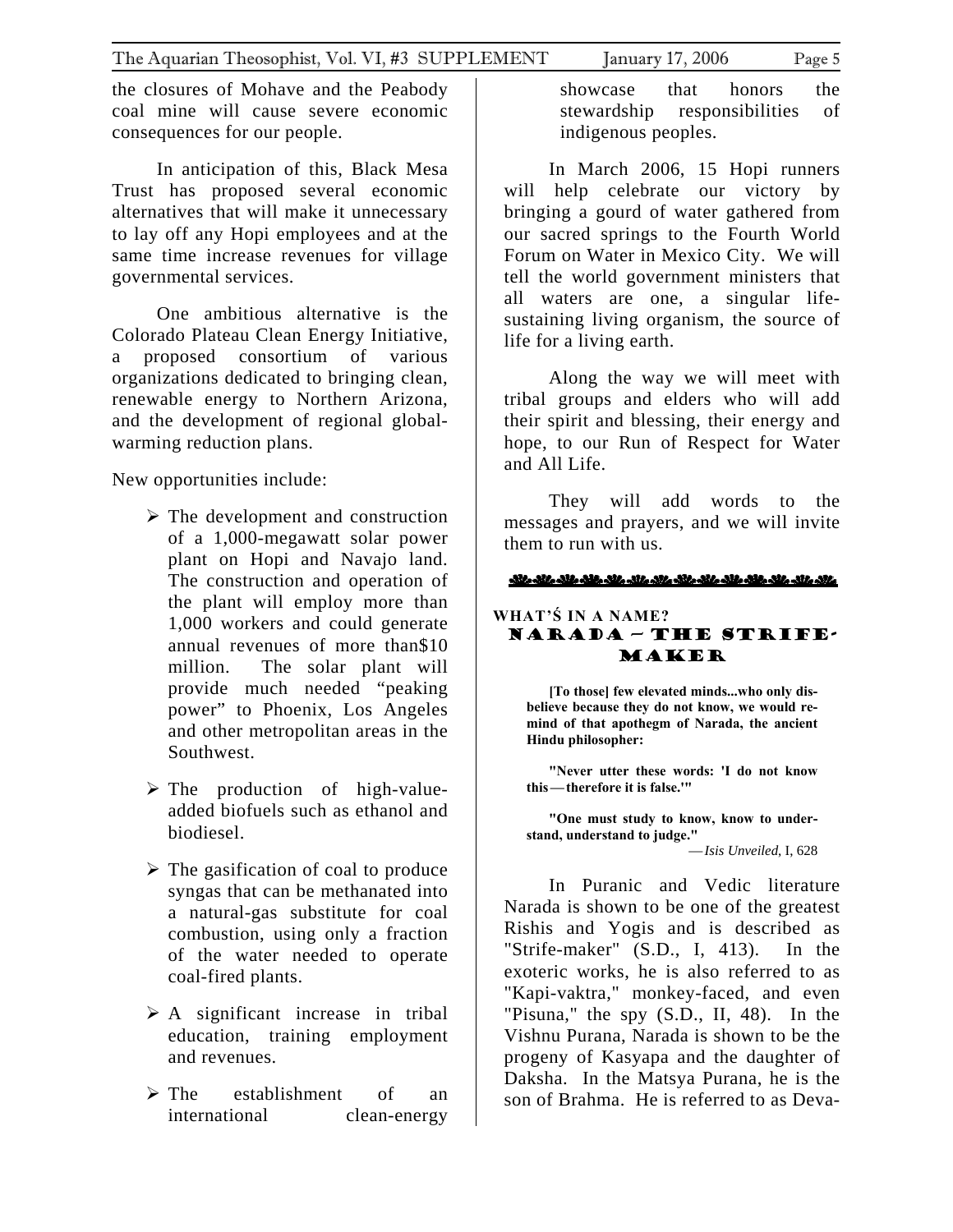the closures of Mohave and the Peabody coal mine will cause severe economic consequences for our people.

In anticipation of this, Black Mesa Trust has proposed several economic alternatives that will make it unnecessary to lay off any Hopi employees and at the same time increase revenues for village governmental services.

One ambitious alternative is the Colorado Plateau Clean Energy Initiative, a proposed consortium of various organizations dedicated to bringing clean, renewable energy to Northern Arizona, and the development of regional global-warming reduction plans.

New opportunities include:

- The development and construction of a 1,000-megawatt solar power plant on Hopi and Navajo land. The construction and operation of the plant will employ more than 1,000 workers and could generate annual revenues of more than$10 million. The solar plant will provide much needed "peaking power" to Phoenix, Los Angeles and other metropolitan areas in the Southwest.
- The production of high-value-added biofuels such as ethanol and biodiesel.
- The gasification of coal to produce syngas that can be methanated into a natural-gas substitute for coal combustion, using only a fraction of the water needed to operate coal-fired plants.
- A significant increase in tribal education, training employment and revenues.
- The establishment of an international clean-energy showcase that honors the stewardship responsibilities of indigenous peoples.

In March 2006, 15 Hopi runners will help celebrate our victory by bringing a gourd of water gathered from our sacred springs to the Fourth World Forum on Water in Mexico City. We will tell the world government ministers that all waters are one, a singular life-sustaining living organism, the source of life for a living earth.

Along the way we will meet with tribal groups and elders who will add their spirit and blessing, their energy and hope, to our Run of Respect for Water and All Life.

They will add words to the messages and prayers, and we will invite them to run with us.

---

**WHAT'Ś IN A NAME?**

## NARADA – THE STRIFE-MAKER

**[To those] few elevated minds...who only disbelieve because they do not know, we would remind of that apothegm of Narada, the ancient Hindu philosopher:**

**"Never utter these words: 'I do not know this—therefore it is false.'"**

**"One must study to know, know to understand, understand to judge."**

—*Isis Unveiled*, I, 628

In Puranic and Vedic literature Narada is shown to be one of the greatest Rishis and Yogis and is described as "Strife-maker" (S.D., I, 413). In the exoteric works, he is also referred to as "Kapi-vaktra," monkey-faced, and even "Pisuna," the spy (S.D., II, 48). In the Vishnu Purana, Narada is shown to be the progeny of Kasyapa and the daughter of Daksha. In the Matsya Purana, he is the son of Brahma. He is referred to as Deva-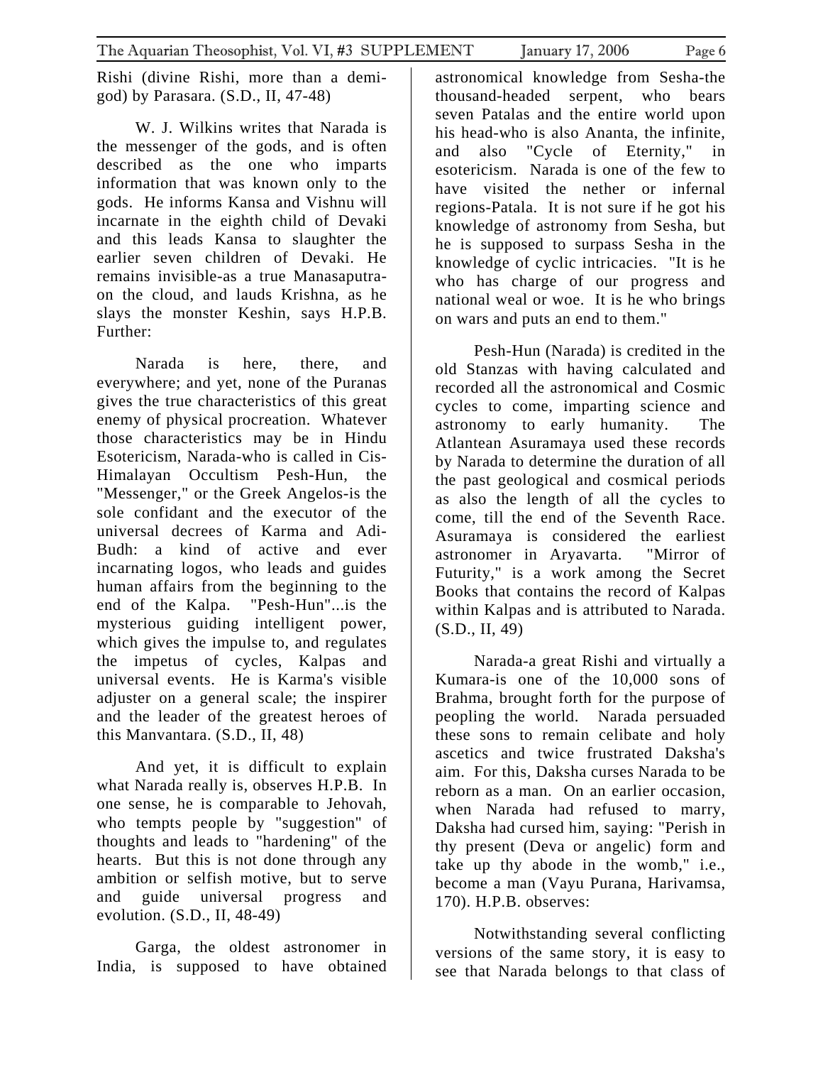Rishi (divine Rishi, more than a demi-god) by Parasara. (S.D., II, 47-48)

W. J. Wilkins writes that Narada is the messenger of the gods, and is often described as the one who imparts information that was known only to the gods. He informs Kansa and Vishnu will incarnate in the eighth child of Devaki and this leads Kansa to slaughter the earlier seven children of Devaki. He remains invisible-as a true Manasaputra-on the cloud, and lauds Krishna, as he slays the monster Keshin, says H.P.B. Further:

> Narada is here, there, and everywhere; and yet, none of the Puranas gives the true characteristics of this great enemy of physical procreation. Whatever those characteristics may be in Hindu Esotericism, Narada-who is called in Cis-Himalayan Occultism Pesh-Hun, the "Messenger," or the Greek Angelos-is the sole confidant and the executor of the universal decrees of Karma and Adi-Budh: a kind of active and ever incarnating logos, who leads and guides human affairs from the beginning to the end of the Kalpa. "Pesh-Hun"...is the mysterious guiding intelligent power, which gives the impulse to, and regulates the impetus of cycles, Kalpas and universal events. He is Karma's visible adjuster on a general scale; the inspirer and the leader of the greatest heroes of this Manvantara. (S.D., II, 48)

And yet, it is difficult to explain what Narada really is, observes H.P.B. In one sense, he is comparable to Jehovah, who tempts people by "suggestion" of thoughts and leads to "hardening" of the hearts. But this is not done through any ambition or selfish motive, but to serve and guide universal progress and evolution. (S.D., II, 48-49)

Garga, the oldest astronomer in India, is supposed to have obtained astronomical knowledge from Sesha-the thousand-headed serpent, who bears seven Patalas and the entire world upon his head-who is also Ananta, the infinite, and also "Cycle of Eternity," in esotericism. Narada is one of the few to have visited the nether or infernal regions-Patala. It is not sure if he got his knowledge of astronomy from Sesha, but he is supposed to surpass Sesha in the knowledge of cyclic intricacies. "It is he who has charge of our progress and national weal or woe. It is he who brings on wars and puts an end to them."

Pesh-Hun (Narada) is credited in the old Stanzas with having calculated and recorded all the astronomical and Cosmic cycles to come, imparting science and astronomy to early humanity. The Atlantean Asuramaya used these records by Narada to determine the duration of all the past geological and cosmical periods as also the length of all the cycles to come, till the end of the Seventh Race. Asuramaya is considered the earliest astronomer in Aryavarta. "Mirror of Futurity," is a work among the Secret Books that contains the record of Kalpas within Kalpas and is attributed to Narada. (S.D., II, 49)

Narada-a great Rishi and virtually a Kumara-is one of the 10,000 sons of Brahma, brought forth for the purpose of peopling the world. Narada persuaded these sons to remain celibate and holy ascetics and twice frustrated Daksha's aim. For this, Daksha curses Narada to be reborn as a man. On an earlier occasion, when Narada had refused to marry, Daksha had cursed him, saying: "Perish in thy present (Deva or angelic) form and take up thy abode in the womb," i.e., become a man (Vayu Purana, Harivamsa, 170). H.P.B. observes:

> Notwithstanding several conflicting versions of the same story, it is easy to see that Narada belongs to that class of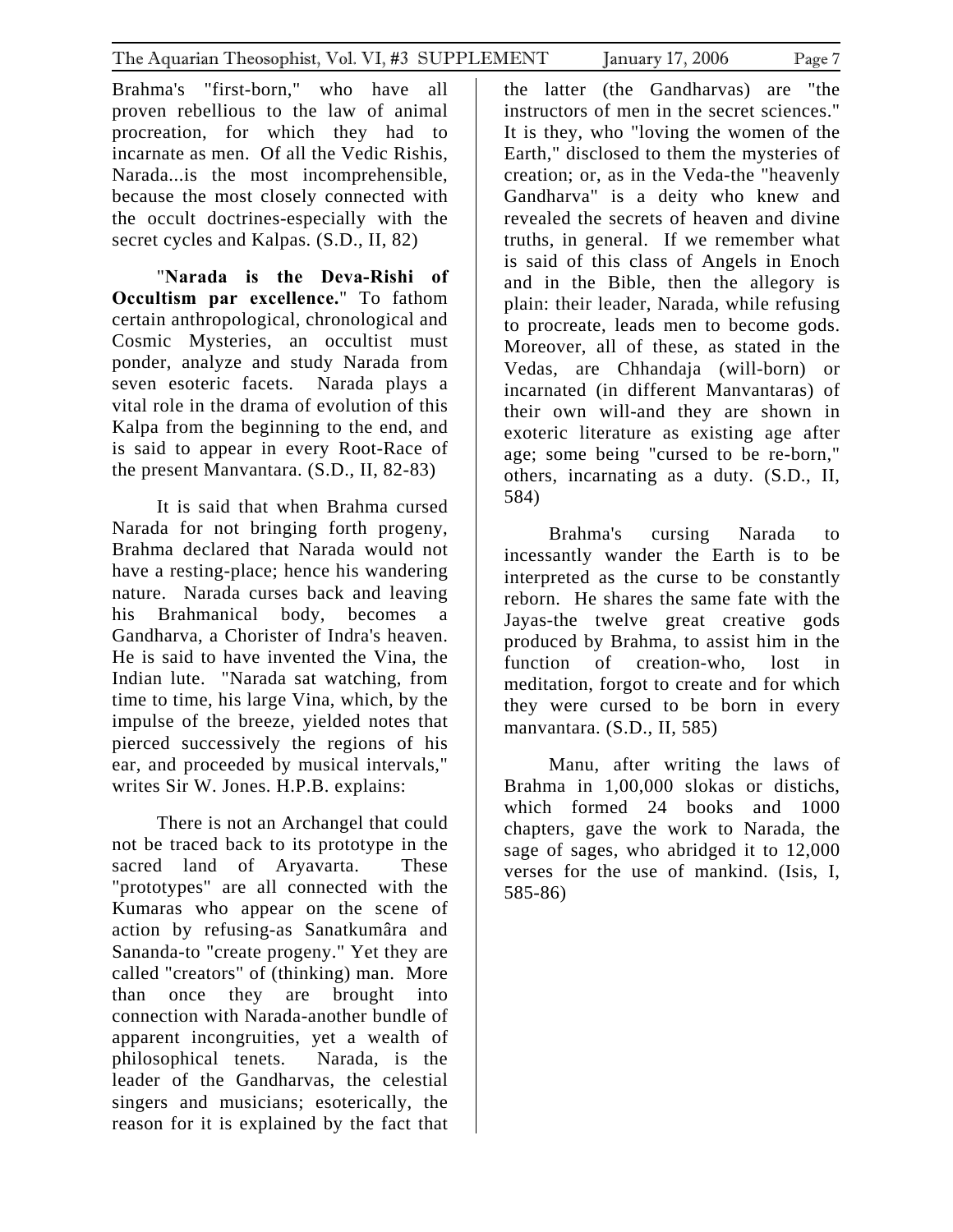Brahma's "first-born," who have all proven rebellious to the law of animal procreation, for which they had to incarnate as men. Of all the Vedic Rishis, Narada...is the most incomprehensible, because the most closely connected with the occult doctrines-especially with the secret cycles and Kalpas. (S.D., II, 82)

"**Narada is the Deva-Rishi of Occultism par excellence.**" To fathom certain anthropological, chronological and Cosmic Mysteries, an occultist must ponder, analyze and study Narada from seven esoteric facets. Narada plays a vital role in the drama of evolution of this Kalpa from the beginning to the end, and is said to appear in every Root-Race of the present Manvantara. (S.D., II, 82-83)

It is said that when Brahma cursed Narada for not bringing forth progeny, Brahma declared that Narada would not have a resting-place; hence his wandering nature. Narada curses back and leaving his Brahmanical body, becomes a Gandharva, a Chorister of Indra's heaven. He is said to have invented the Vina, the Indian lute. "Narada sat watching, from time to time, his large Vina, which, by the impulse of the breeze, yielded notes that pierced successively the regions of his ear, and proceeded by musical intervals," writes Sir W. Jones. H.P.B. explains:

There is not an Archangel that could not be traced back to its prototype in the sacred land of Aryavarta. These "prototypes" are all connected with the Kumaras who appear on the scene of action by refusing-as Sanatkumâra and Sananda-to "create progeny." Yet they are called "creators" of (thinking) man. More than once they are brought into connection with Narada-another bundle of apparent incongruities, yet a wealth of philosophical tenets. Narada, is the leader of the Gandharvas, the celestial singers and musicians; esoterically, the reason for it is explained by the fact that the latter (the Gandharvas) are "the instructors of men in the secret sciences." It is they, who "loving the women of the Earth," disclosed to them the mysteries of creation; or, as in the Veda-the "heavenly Gandharva" is a deity who knew and revealed the secrets of heaven and divine truths, in general. If we remember what is said of this class of Angels in Enoch and in the Bible, then the allegory is plain: their leader, Narada, while refusing to procreate, leads men to become gods. Moreover, all of these, as stated in the Vedas, are Chhandaja (will-born) or incarnated (in different Manvantaras) of their own will-and they are shown in exoteric literature as existing age after age; some being "cursed to be re-born," others, incarnating as a duty. (S.D., II, 584)

Brahma's cursing Narada to incessantly wander the Earth is to be interpreted as the curse to be constantly reborn. He shares the same fate with the Jayas-the twelve great creative gods produced by Brahma, to assist him in the function of creation-who, lost in meditation, forgot to create and for which they were cursed to be born in every manvantara. (S.D., II, 585)

Manu, after writing the laws of Brahma in 1,00,000 slokas or distichs, which formed 24 books and 1000 chapters, gave the work to Narada, the sage of sages, who abridged it to 12,000 verses for the use of mankind. (Isis, I, 585-86)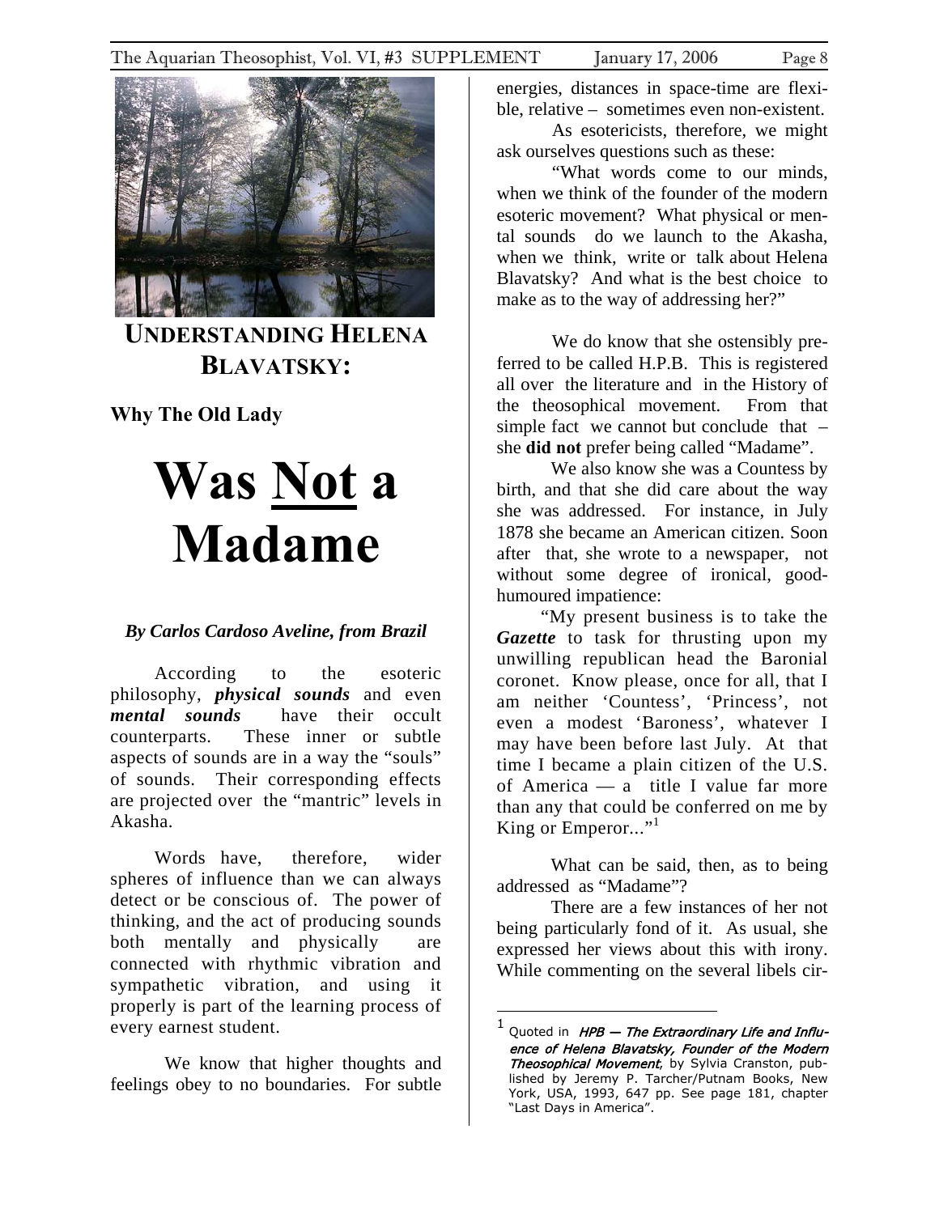# UNDERSTANDING HELENA BLAVATSKY:

**Why The Old Lady**

# Was Not a Madame

***By Carlos Cardoso Aveline, from Brazil***

According to the esoteric philosophy, ***physical sounds*** and even ***mental sounds*** have their occult counterparts. These inner or subtle aspects of sounds are in a way the "souls" of sounds. Their corresponding effects are projected over the "mantric" levels in Akasha.

Words have, therefore, wider spheres of influence than we can always detect or be conscious of. The power of thinking, and the act of producing sounds both mentally and physically are connected with rhythmic vibration and sympathetic vibration, and using it properly is part of the learning process of every earnest student.

We know that higher thoughts and feelings obey to no boundaries. For subtle energies, distances in space-time are flexible, relative – sometimes even non-existent.

As esotericists, therefore, we might ask ourselves questions such as these:

"What words come to our minds, when we think of the founder of the modern esoteric movement? What physical or mental sounds do we launch to the Akasha, when we think, write or talk about Helena Blavatsky? And what is the best choice to make as to the way of addressing her?"

We do know that she ostensibly preferred to be called H.P.B. This is registered all over the literature and in the History of the theosophical movement. From that simple fact we cannot but conclude that – she **did not** prefer being called "Madame".

We also know she was a Countess by birth, and that she did care about the way she was addressed. For instance, in July 1878 she became an American citizen. Soon after that, she wrote to a newspaper, not without some degree of ironical, good-humoured impatience:

"My present business is to take the ***Gazette*** to task for thrusting upon my unwilling republican head the Baronial coronet. Know please, once for all, that I am neither 'Countess', 'Princess', not even a modest 'Baroness', whatever I may have been before last July. At that time I became a plain citizen of the U.S. of America — a title I value far more than any that could be conferred on me by King or Emperor..."[1]

What can be said, then, as to being addressed as "Madame"?

There are a few instances of her not being particularly fond of it. As usual, she expressed her views about this with irony. While commenting on the several libels cir-

---

[1] Quoted in *HPB — The Extraordinary Life and Influence of Helena Blavatsky, Founder of the Modern Theosophical Movement*, by Sylvia Cranston, published by Jeremy P. Tarcher/Putnam Books, New York, USA, 1993, 647 pp. See page 181, chapter "Last Days in America".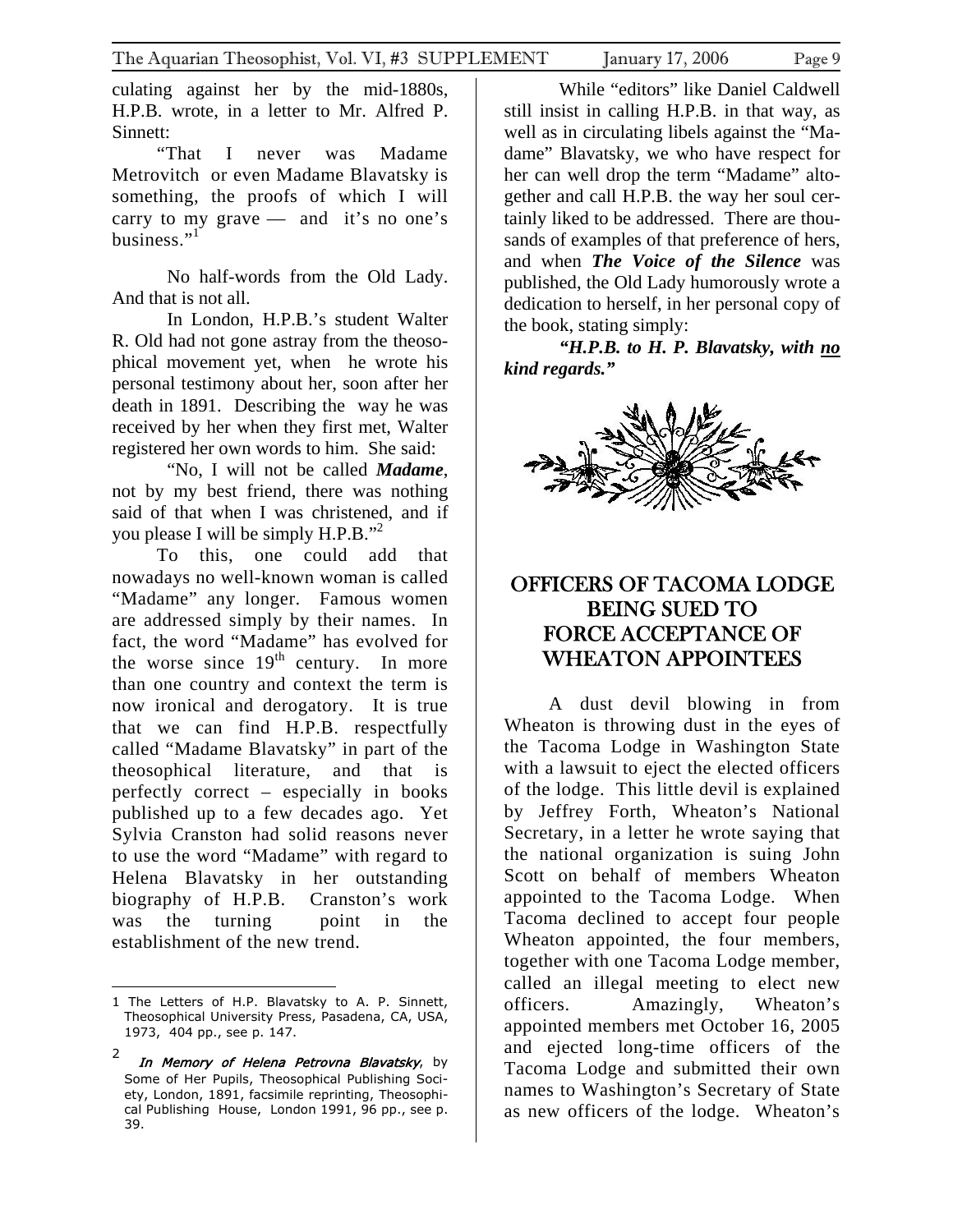culating against her by the mid-1880s, H.P.B. wrote, in a letter to Mr. Alfred P. Sinnett:

"That I never was Madame Metrovitch or even Madame Blavatsky is something, the proofs of which I will carry to my grave — and it's no one's business."[1]

No half-words from the Old Lady. And that is not all.

In London, H.P.B.'s student Walter R. Old had not gone astray from the theosophical movement yet, when he wrote his personal testimony about her, soon after her death in 1891. Describing the way he was received by her when they first met, Walter registered her own words to him. She said:

"No, I will not be called ***Madame***, not by my best friend, there was nothing said of that when I was christened, and if you please I will be simply H.P.B."[2]

To this, one could add that nowadays no well-known woman is called "Madame" any longer. Famous women are addressed simply by their names. In fact, the word "Madame" has evolved for the worse since 19th century. In more than one country and context the term is now ironical and derogatory. It is true that we can find H.P.B. respectfully called "Madame Blavatsky" in part of the theosophical literature, and that is perfectly correct – especially in books published up to a few decades ago. Yet Sylvia Cranston had solid reasons never to use the word "Madame" with regard to Helena Blavatsky in her outstanding biography of H.P.B. Cranston's work was the turning point in the establishment of the new trend.

While "editors" like Daniel Caldwell still insist in calling H.P.B. in that way, as well as in circulating libels against the "Madame" Blavatsky, we who have respect for her can well drop the term "Madame" altogether and call H.P.B. the way her soul certainly liked to be addressed. There are thousands of examples of that preference of hers, and when ***The Voice of the Silence*** was published, the Old Lady humorously wrote a dedication to herself, in her personal copy of the book, stating simply:

***"H.P.B. to H. P. Blavatsky, with no kind regards."***

## OFFICERS OF TACOMA LODGE BEING SUED TO FORCE ACCEPTANCE OF WHEATON APPOINTEES

A dust devil blowing in from Wheaton is throwing dust in the eyes of the Tacoma Lodge in Washington State with a lawsuit to eject the elected officers of the lodge. This little devil is explained by Jeffrey Forth, Wheaton's National Secretary, in a letter he wrote saying that the national organization is suing John Scott on behalf of members Wheaton appointed to the Tacoma Lodge. When Tacoma declined to accept four people Wheaton appointed, the four members, together with one Tacoma Lodge member, called an illegal meeting to elect new officers. Amazingly, Wheaton's appointed members met October 16, 2005 and ejected long-time officers of the Tacoma Lodge and submitted their own names to Washington's Secretary of State as new officers of the lodge. Wheaton's

---

1 The Letters of H.P. Blavatsky to A. P. Sinnett, Theosophical University Press, Pasadena, CA, USA, 1973, 404 pp., see p. 147.

2 *In Memory of Helena Petrovna Blavatsky*, by Some of Her Pupils, Theosophical Publishing Society, London, 1891, facsimile reprinting, Theosophical Publishing House, London 1991, 96 pp., see p. 39.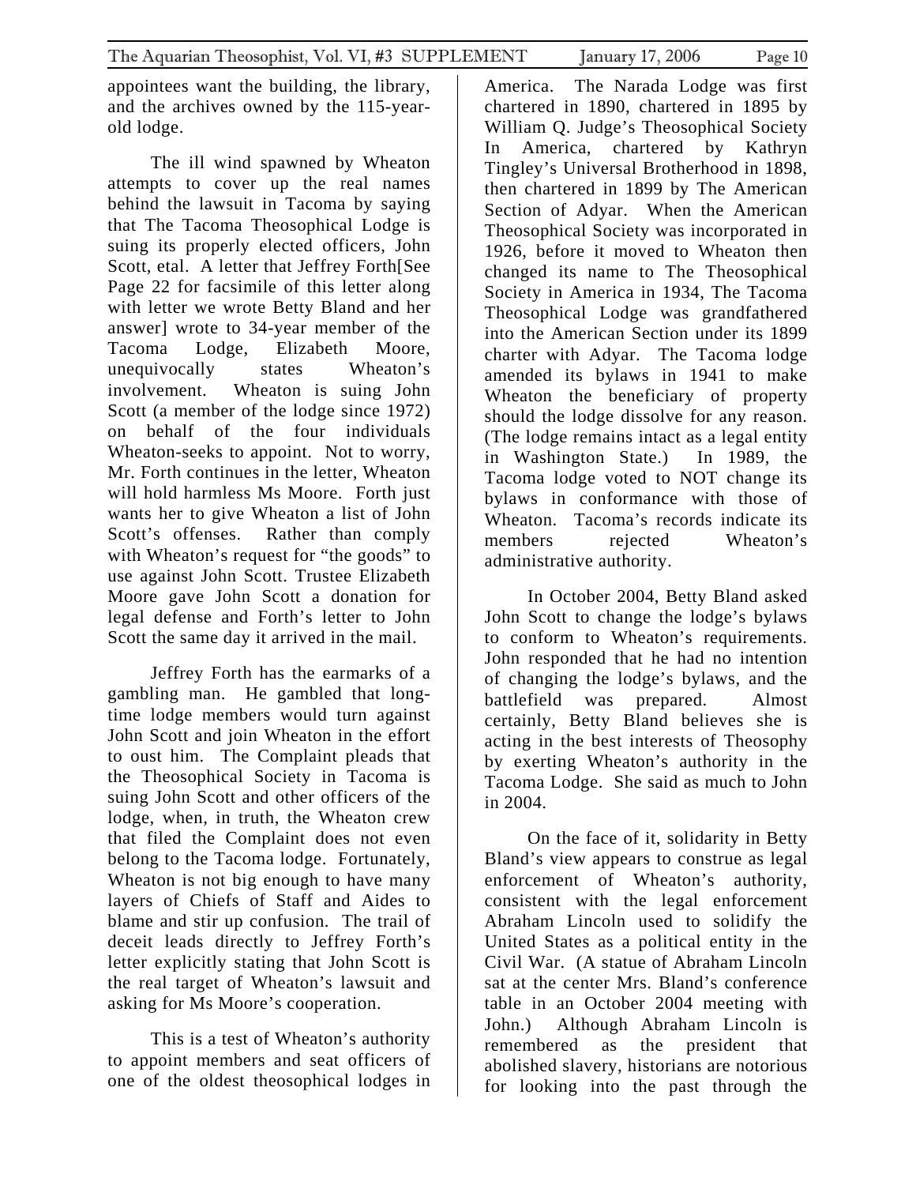appointees want the building, the library, and the archives owned by the 115-year-old lodge.

The ill wind spawned by Wheaton attempts to cover up the real names behind the lawsuit in Tacoma by saying that The Tacoma Theosophical Lodge is suing its properly elected officers, John Scott, etal. A letter that Jeffrey Forth[See Page 22 for facsimile of this letter along with letter we wrote Betty Bland and her answer] wrote to 34-year member of the Tacoma Lodge, Elizabeth Moore, unequivocally states Wheaton's involvement. Wheaton is suing John Scott (a member of the lodge since 1972) on behalf of the four individuals Wheaton-seeks to appoint. Not to worry, Mr. Forth continues in the letter, Wheaton will hold harmless Ms Moore. Forth just wants her to give Wheaton a list of John Scott's offenses. Rather than comply with Wheaton's request for "the goods" to use against John Scott. Trustee Elizabeth Moore gave John Scott a donation for legal defense and Forth's letter to John Scott the same day it arrived in the mail.

Jeffrey Forth has the earmarks of a gambling man. He gambled that long-time lodge members would turn against John Scott and join Wheaton in the effort to oust him. The Complaint pleads that the Theosophical Society in Tacoma is suing John Scott and other officers of the lodge, when, in truth, the Wheaton crew that filed the Complaint does not even belong to the Tacoma lodge. Fortunately, Wheaton is not big enough to have many layers of Chiefs of Staff and Aides to blame and stir up confusion. The trail of deceit leads directly to Jeffrey Forth's letter explicitly stating that John Scott is the real target of Wheaton's lawsuit and asking for Ms Moore's cooperation.

This is a test of Wheaton's authority to appoint members and seat officers of one of the oldest theosophical lodges in America. The Narada Lodge was first chartered in 1890, chartered in 1895 by William Q. Judge's Theosophical Society In America, chartered by Kathryn Tingley's Universal Brotherhood in 1898, then chartered in 1899 by The American Section of Adyar. When the American Theosophical Society was incorporated in 1926, before it moved to Wheaton then changed its name to The Theosophical Society in America in 1934, The Tacoma Theosophical Lodge was grandfathered into the American Section under its 1899 charter with Adyar. The Tacoma lodge amended its bylaws in 1941 to make Wheaton the beneficiary of property should the lodge dissolve for any reason. (The lodge remains intact as a legal entity in Washington State.) In 1989, the Tacoma lodge voted to NOT change its bylaws in conformance with those of Wheaton. Tacoma's records indicate its members rejected Wheaton's administrative authority.

In October 2004, Betty Bland asked John Scott to change the lodge's bylaws to conform to Wheaton's requirements. John responded that he had no intention of changing the lodge's bylaws, and the battlefield was prepared. Almost certainly, Betty Bland believes she is acting in the best interests of Theosophy by exerting Wheaton's authority in the Tacoma Lodge. She said as much to John in 2004.

On the face of it, solidarity in Betty Bland's view appears to construe as legal enforcement of Wheaton's authority, consistent with the legal enforcement Abraham Lincoln used to solidify the United States as a political entity in the Civil War. (A statue of Abraham Lincoln sat at the center Mrs. Bland's conference table in an October 2004 meeting with John.) Although Abraham Lincoln is remembered as the president that abolished slavery, historians are notorious for looking into the past through the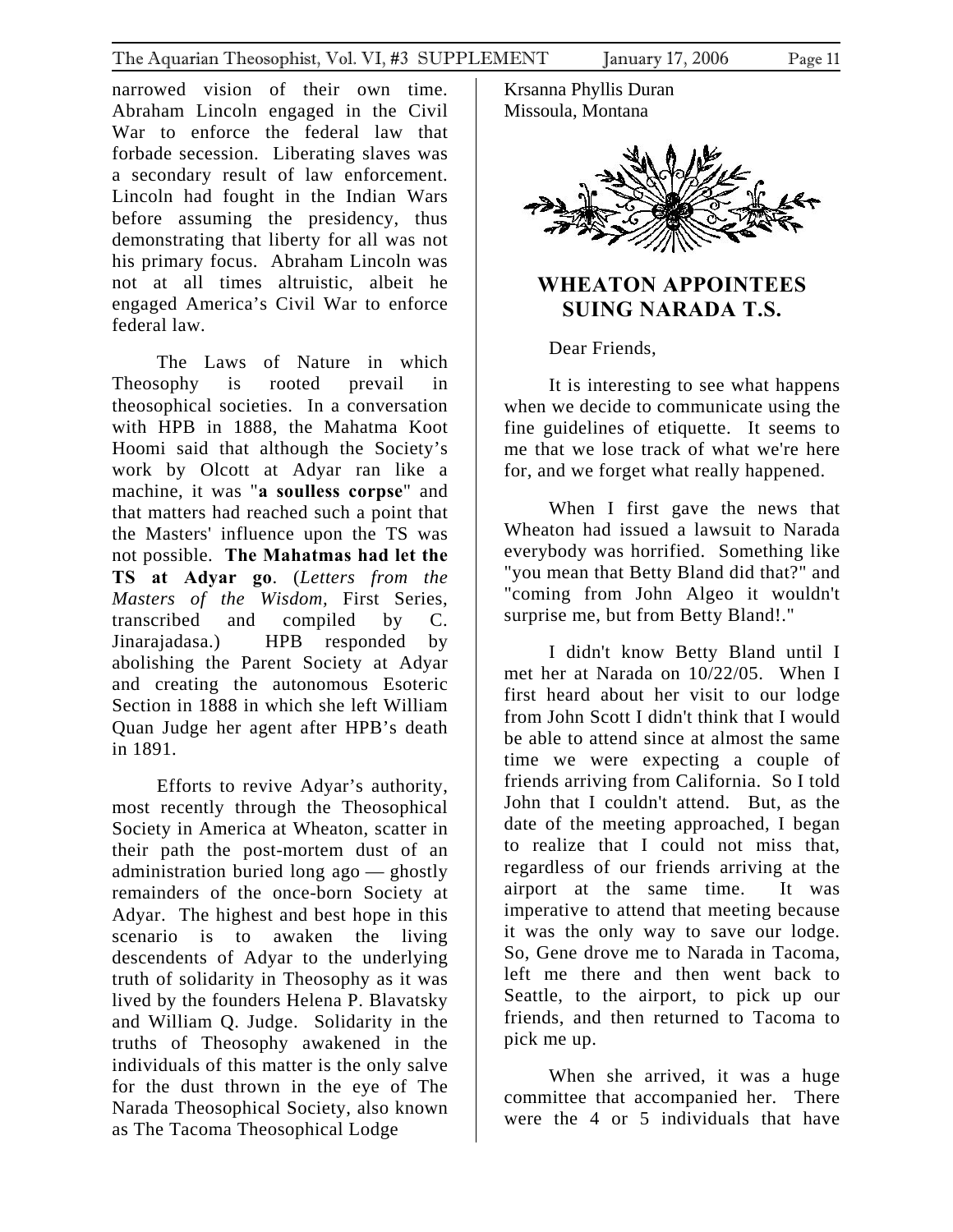narrowed vision of their own time. Abraham Lincoln engaged in the Civil War to enforce the federal law that forbade secession. Liberating slaves was a secondary result of law enforcement. Lincoln had fought in the Indian Wars before assuming the presidency, thus demonstrating that liberty for all was not his primary focus. Abraham Lincoln was not at all times altruistic, albeit he engaged America's Civil War to enforce federal law.

The Laws of Nature in which Theosophy is rooted prevail in theosophical societies. In a conversation with HPB in 1888, the Mahatma Koot Hoomi said that although the Society's work by Olcott at Adyar ran like a machine, it was "**a soulless corpse**" and that matters had reached such a point that the Masters' influence upon the TS was not possible. **The Mahatmas had let the TS at Adyar go**. (*Letters from the Masters of the Wisdom,* First Series, transcribed and compiled by C. Jinarajadasa.) HPB responded by abolishing the Parent Society at Adyar and creating the autonomous Esoteric Section in 1888 in which she left William Quan Judge her agent after HPB's death in 1891.

Efforts to revive Adyar's authority, most recently through the Theosophical Society in America at Wheaton, scatter in their path the post-mortem dust of an administration buried long ago — ghostly remainders of the once-born Society at Adyar. The highest and best hope in this scenario is to awaken the living descendents of Adyar to the underlying truth of solidarity in Theosophy as it was lived by the founders Helena P. Blavatsky and William Q. Judge. Solidarity in the truths of Theosophy awakened in the individuals of this matter is the only salve for the dust thrown in the eye of The Narada Theosophical Society, also known as The Tacoma Theosophical Lodge

Krsanna Phyllis Duran
Missoula, Montana

## WHEATON APPOINTEES SUING NARADA T.S.

Dear Friends,

It is interesting to see what happens when we decide to communicate using the fine guidelines of etiquette. It seems to me that we lose track of what we're here for, and we forget what really happened.

When I first gave the news that Wheaton had issued a lawsuit to Narada everybody was horrified. Something like "you mean that Betty Bland did that?" and "coming from John Algeo it wouldn't surprise me, but from Betty Bland!."

I didn't know Betty Bland until I met her at Narada on 10/22/05. When I first heard about her visit to our lodge from John Scott I didn't think that I would be able to attend since at almost the same time we were expecting a couple of friends arriving from California. So I told John that I couldn't attend. But, as the date of the meeting approached, I began to realize that I could not miss that, regardless of our friends arriving at the airport at the same time. It was imperative to attend that meeting because it was the only way to save our lodge. So, Gene drove me to Narada in Tacoma, left me there and then went back to Seattle, to the airport, to pick up our friends, and then returned to Tacoma to pick me up.

When she arrived, it was a huge committee that accompanied her. There were the 4 or 5 individuals that have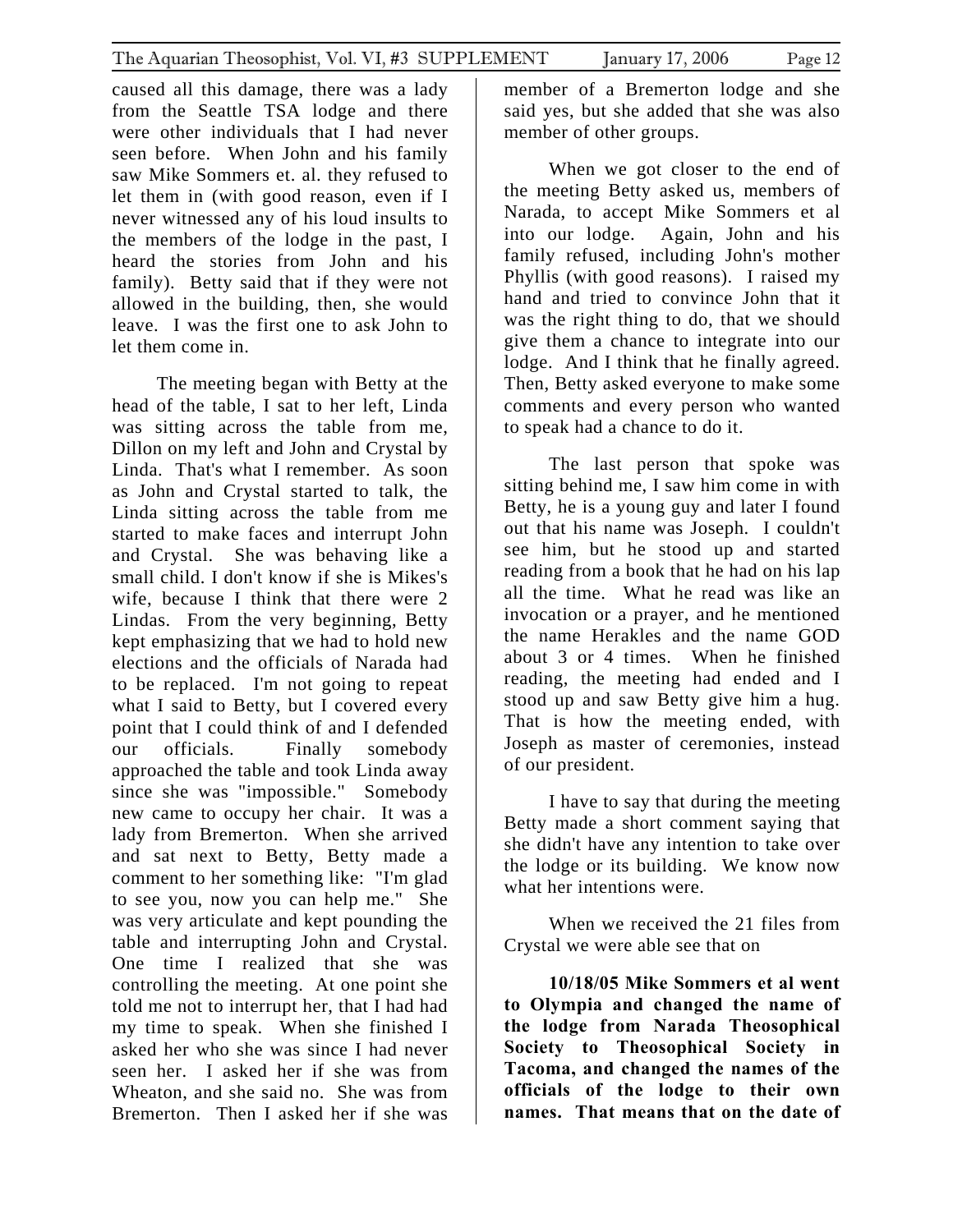caused all this damage, there was a lady from the Seattle TSA lodge and there were other individuals that I had never seen before. When John and his family saw Mike Sommers et. al. they refused to let them in (with good reason, even if I never witnessed any of his loud insults to the members of the lodge in the past, I heard the stories from John and his family). Betty said that if they were not allowed in the building, then, she would leave. I was the first one to ask John to let them come in.

The meeting began with Betty at the head of the table, I sat to her left, Linda was sitting across the table from me, Dillon on my left and John and Crystal by Linda. That's what I remember. As soon as John and Crystal started to talk, the Linda sitting across the table from me started to make faces and interrupt John and Crystal. She was behaving like a small child. I don't know if she is Mikes's wife, because I think that there were 2 Lindas. From the very beginning, Betty kept emphasizing that we had to hold new elections and the officials of Narada had to be replaced. I'm not going to repeat what I said to Betty, but I covered every point that I could think of and I defended our officials. Finally somebody approached the table and took Linda away since she was "impossible." Somebody new came to occupy her chair. It was a lady from Bremerton. When she arrived and sat next to Betty, Betty made a comment to her something like: "I'm glad to see you, now you can help me." She was very articulate and kept pounding the table and interrupting John and Crystal. One time I realized that she was controlling the meeting. At one point she told me not to interrupt her, that I had had my time to speak. When she finished I asked her who she was since I had never seen her. I asked her if she was from Wheaton, and she said no. She was from Bremerton. Then I asked her if she was member of a Bremerton lodge and she said yes, but she added that she was also member of other groups.

When we got closer to the end of the meeting Betty asked us, members of Narada, to accept Mike Sommers et al into our lodge. Again, John and his family refused, including John's mother Phyllis (with good reasons). I raised my hand and tried to convince John that it was the right thing to do, that we should give them a chance to integrate into our lodge. And I think that he finally agreed. Then, Betty asked everyone to make some comments and every person who wanted to speak had a chance to do it.

The last person that spoke was sitting behind me, I saw him come in with Betty, he is a young guy and later I found out that his name was Joseph. I couldn't see him, but he stood up and started reading from a book that he had on his lap all the time. What he read was like an invocation or a prayer, and he mentioned the name Herakles and the name GOD about 3 or 4 times. When he finished reading, the meeting had ended and I stood up and saw Betty give him a hug. That is how the meeting ended, with Joseph as master of ceremonies, instead of our president.

I have to say that during the meeting Betty made a short comment saying that she didn't have any intention to take over the lodge or its building. We know now what her intentions were.

When we received the 21 files from Crystal we were able see that on

**10/18/05 Mike Sommers et al went to Olympia and changed the name of the lodge from Narada Theosophical Society to Theosophical Society in Tacoma, and changed the names of the officials of the lodge to their own names. That means that on the date of**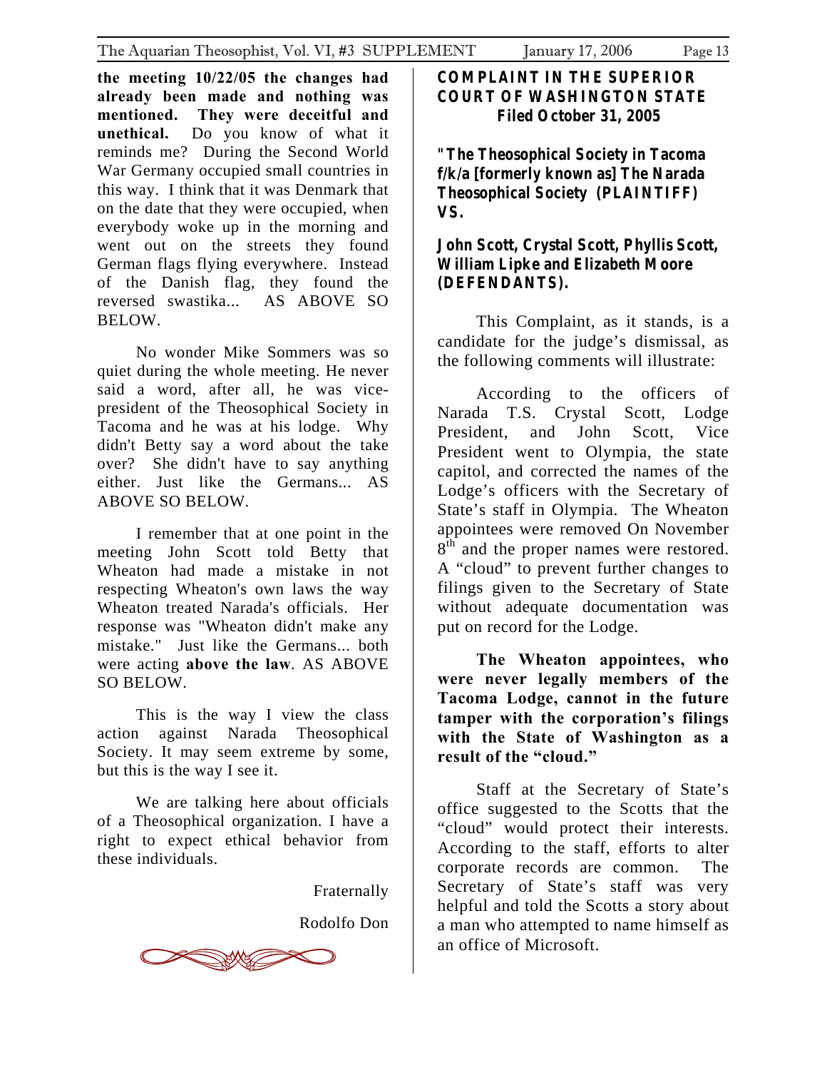**the meeting 10/22/05 the changes had already been made and nothing was mentioned. They were deceitful and unethical.** Do you know of what it reminds me? During the Second World War Germany occupied small countries in this way. I think that it was Denmark that on the date that they were occupied, when everybody woke up in the morning and went out on the streets they found German flags flying everywhere. Instead of the Danish flag, they found the reversed swastika... AS ABOVE SO BELOW.

No wonder Mike Sommers was so quiet during the whole meeting. He never said a word, after all, he was vice-president of the Theosophical Society in Tacoma and he was at his lodge. Why didn't Betty say a word about the take over? She didn't have to say anything either. Just like the Germans... AS ABOVE SO BELOW.

I remember that at one point in the meeting John Scott told Betty that Wheaton had made a mistake in not respecting Wheaton's own laws the way Wheaton treated Narada's officials. Her response was "Wheaton didn't make any mistake." Just like the Germans... both were acting **above the law**. AS ABOVE SO BELOW.

This is the way I view the class action against Narada Theosophical Society. It may seem extreme by some, but this is the way I see it.

We are talking here about officials of a Theosophical organization. I have a right to expect ethical behavior from these individuals.

Fraternally

Rodolfo Don

## COMPLAINT IN THE SUPERIOR COURT OF WASHINGTON STATE
### Filed October 31, 2005

**"The Theosophical Society in Tacoma f/k/a [formerly known as] The Narada Theosophical Society (PLAINTIFF) VS.**

**John Scott, Crystal Scott, Phyllis Scott, William Lipke and Elizabeth Moore (DEFENDANTS).**

This Complaint, as it stands, is a candidate for the judge's dismissal, as the following comments will illustrate:

According to the officers of Narada T.S. Crystal Scott, Lodge President, and John Scott, Vice President went to Olympia, the state capitol, and corrected the names of the Lodge's officers with the Secretary of State's staff in Olympia. The Wheaton appointees were removed On November 8th and the proper names were restored. A "cloud" to prevent further changes to filings given to the Secretary of State without adequate documentation was put on record for the Lodge.

**The Wheaton appointees, who were never legally members of the Tacoma Lodge, cannot in the future tamper with the corporation's filings with the State of Washington as a result of the "cloud."**

Staff at the Secretary of State's office suggested to the Scotts that the "cloud" would protect their interests. According to the staff, efforts to alter corporate records are common. The Secretary of State's staff was very helpful and told the Scotts a story about a man who attempted to name himself as an office of Microsoft.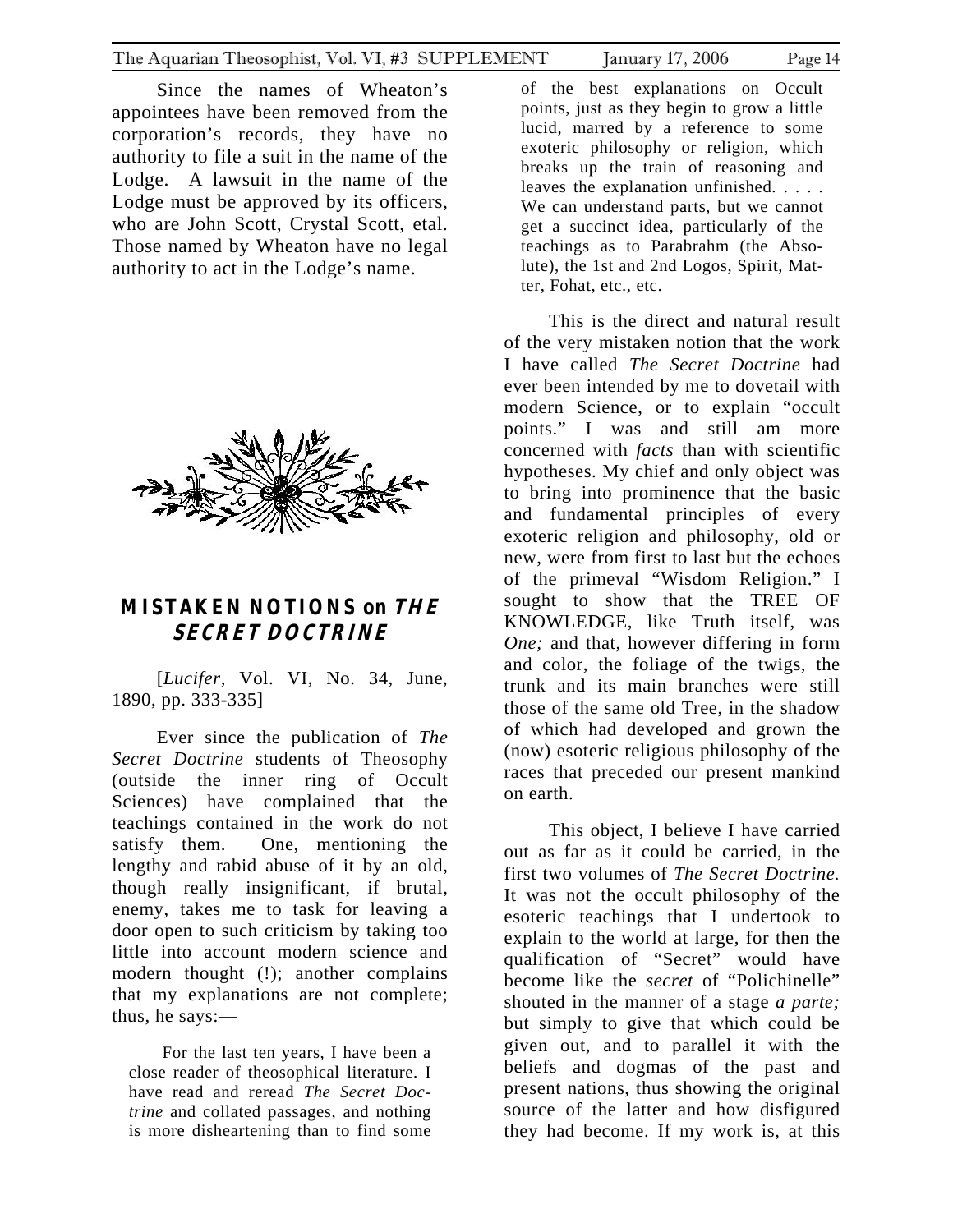Since the names of Wheaton's appointees have been removed from the corporation's records, they have no authority to file a suit in the name of the Lodge. A lawsuit in the name of the Lodge must be approved by its officers, who are John Scott, Crystal Scott, etal. Those named by Wheaton have no legal authority to act in the Lodge's name.

## MISTAKEN NOTIONS on *THE SECRET DOCTRINE*

[*Lucifer*, Vol. VI, No. 34, June, 1890, pp. 333-335]

Ever since the publication of *The Secret Doctrine* students of Theosophy (outside the inner ring of Occult Sciences) have complained that the teachings contained in the work do not satisfy them. One, mentioning the lengthy and rabid abuse of it by an old, though really insignificant, if brutal, enemy, takes me to task for leaving a door open to such criticism by taking too little into account modern science and modern thought (!); another complains that my explanations are not complete; thus, he says:—

> For the last ten years, I have been a close reader of theosophical literature. I have read and reread *The Secret Doctrine* and collated passages, and nothing is more disheartening than to find some of the best explanations on Occult points, just as they begin to grow a little lucid, marred by a reference to some exoteric philosophy or religion, which breaks up the train of reasoning and leaves the explanation unfinished. . . . . We can understand parts, but we cannot get a succinct idea, particularly of the teachings as to Parabrahm (the Absolute), the 1st and 2nd Logos, Spirit, Matter, Fohat, etc., etc.

This is the direct and natural result of the very mistaken notion that the work I have called *The Secret Doctrine* had ever been intended by me to dovetail with modern Science, or to explain "occult points." I was and still am more concerned with *facts* than with scientific hypotheses. My chief and only object was to bring into prominence that the basic and fundamental principles of every exoteric religion and philosophy, old or new, were from first to last but the echoes of the primeval "Wisdom Religion." I sought to show that the TREE OF KNOWLEDGE, like Truth itself, was *One;* and that, however differing in form and color, the foliage of the twigs, the trunk and its main branches were still those of the same old Tree, in the shadow of which had developed and grown the (now) esoteric religious philosophy of the races that preceded our present mankind on earth.

This object, I believe I have carried out as far as it could be carried, in the first two volumes of *The Secret Doctrine.* It was not the occult philosophy of the esoteric teachings that I undertook to explain to the world at large, for then the qualification of "Secret" would have become like the *secret* of "Polichinelle" shouted in the manner of a stage *a parte;* but simply to give that which could be given out, and to parallel it with the beliefs and dogmas of the past and present nations, thus showing the original source of the latter and how disfigured they had become. If my work is, at this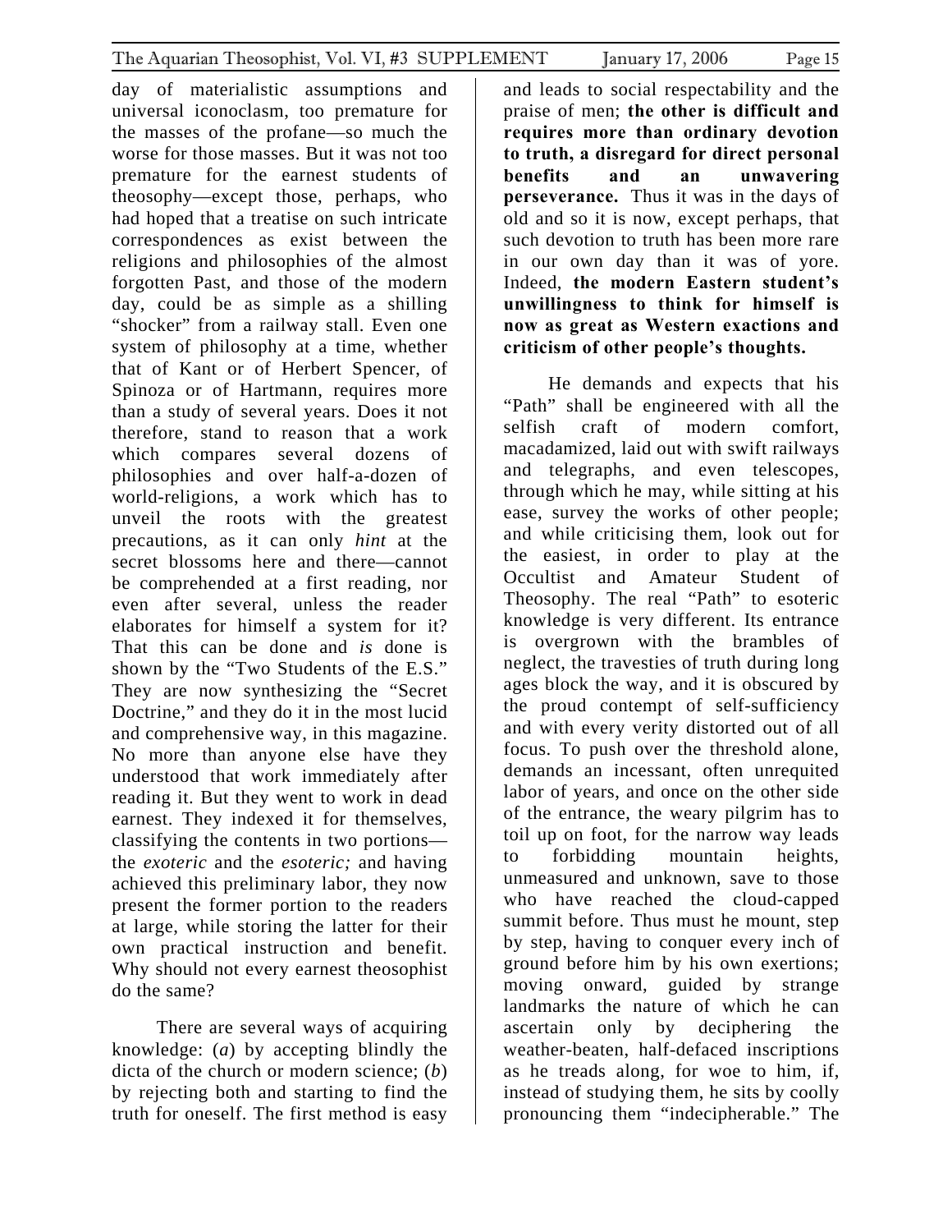day of materialistic assumptions and universal iconoclasm, too premature for the masses of the profane—so much the worse for those masses. But it was not too premature for the earnest students of theosophy—except those, perhaps, who had hoped that a treatise on such intricate correspondences as exist between the religions and philosophies of the almost forgotten Past, and those of the modern day, could be as simple as a shilling "shocker" from a railway stall. Even one system of philosophy at a time, whether that of Kant or of Herbert Spencer, of Spinoza or of Hartmann, requires more than a study of several years. Does it not therefore, stand to reason that a work which compares several dozens of philosophies and over half-a-dozen of world-religions, a work which has to unveil the roots with the greatest precautions, as it can only *hint* at the secret blossoms here and there—cannot be comprehended at a first reading, nor even after several, unless the reader elaborates for himself a system for it? That this can be done and *is* done is shown by the "Two Students of the E.S." They are now synthesizing the "Secret Doctrine," and they do it in the most lucid and comprehensive way, in this magazine. No more than anyone else have they understood that work immediately after reading it. But they went to work in dead earnest. They indexed it for themselves, classifying the contents in two portions—the *exoteric* and the *esoteric;* and having achieved this preliminary labor, they now present the former portion to the readers at large, while storing the latter for their own practical instruction and benefit. Why should not every earnest theosophist do the same?

There are several ways of acquiring knowledge: (*a*) by accepting blindly the dicta of the church or modern science; (*b*) by rejecting both and starting to find the truth for oneself. The first method is easy and leads to social respectability and the praise of men; **the other is difficult and requires more than ordinary devotion to truth, a disregard for direct personal benefits and an unwavering perseverance.** Thus it was in the days of old and so it is now, except perhaps, that such devotion to truth has been more rare in our own day than it was of yore. Indeed, **the modern Eastern student's unwillingness to think for himself is now as great as Western exactions and criticism of other people's thoughts.**

He demands and expects that his "Path" shall be engineered with all the selfish craft of modern comfort, macadamized, laid out with swift railways and telegraphs, and even telescopes, through which he may, while sitting at his ease, survey the works of other people; and while criticising them, look out for the easiest, in order to play at the Occultist and Amateur Student of Theosophy. The real "Path" to esoteric knowledge is very different. Its entrance is overgrown with the brambles of neglect, the travesties of truth during long ages block the way, and it is obscured by the proud contempt of self-sufficiency and with every verity distorted out of all focus. To push over the threshold alone, demands an incessant, often unrequited labor of years, and once on the other side of the entrance, the weary pilgrim has to toil up on foot, for the narrow way leads to forbidding mountain heights, unmeasured and unknown, save to those who have reached the cloud-capped summit before. Thus must he mount, step by step, having to conquer every inch of ground before him by his own exertions; moving onward, guided by strange landmarks the nature of which he can ascertain only by deciphering the weather-beaten, half-defaced inscriptions as he treads along, for woe to him, if, instead of studying them, he sits by coolly pronouncing them "indecipherable." The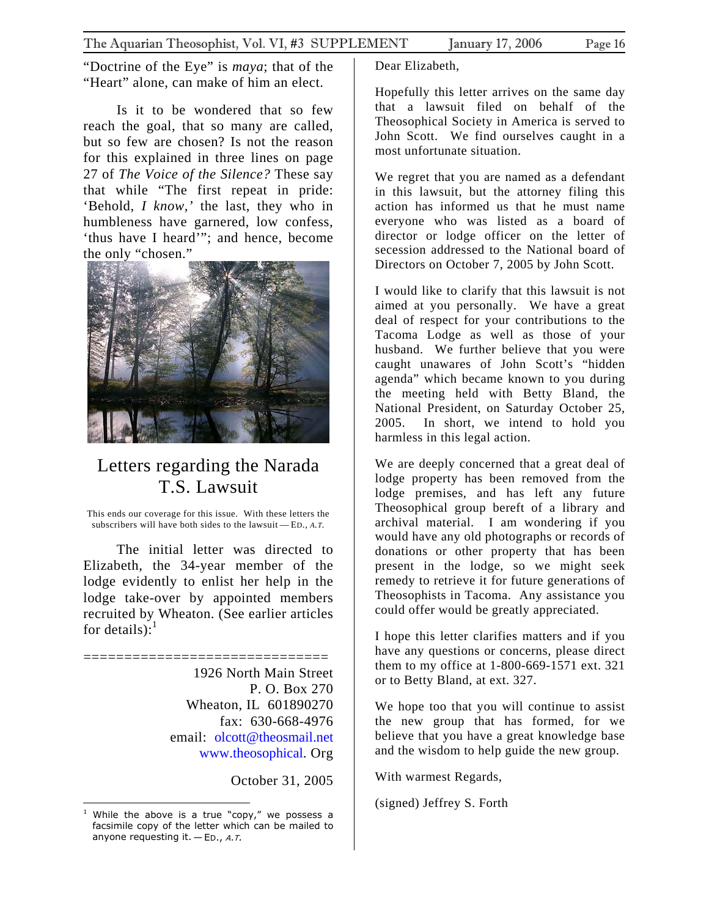"Doctrine of the Eye" is *maya*; that of the "Heart" alone, can make of him an elect.

Is it to be wondered that so few reach the goal, that so many are called, but so few are chosen? Is not the reason for this explained in three lines on page 27 of *The Voice of the Silence?* These say that while "The first repeat in pride: 'Behold, *I know,'* the last, they who in humbleness have garnered, low confess, 'thus have I heard'"; and hence, become the only "chosen."

# Letters regarding the Narada T.S. Lawsuit

This ends our coverage for this issue. With these letters the subscribers will have both sides to the lawsuit — ED., *A.T.*

The initial letter was directed to Elizabeth, the 34-year member of the lodge evidently to enlist her help in the lodge take-over by appointed members recruited by Wheaton. (See earlier articles for details):[1]

============================

1926 North Main Street
P. O. Box 270
Wheaton, IL 601890270
fax: 630-668-4976
email: olcott@theosmail.net
www.theosophical. Org

October 31, 2005

Dear Elizabeth,

Hopefully this letter arrives on the same day that a lawsuit filed on behalf of the Theosophical Society in America is served to John Scott. We find ourselves caught in a most unfortunate situation.

We regret that you are named as a defendant in this lawsuit, but the attorney filing this action has informed us that he must name everyone who was listed as a board of director or lodge officer on the letter of secession addressed to the National board of Directors on October 7, 2005 by John Scott.

I would like to clarify that this lawsuit is not aimed at you personally. We have a great deal of respect for your contributions to the Tacoma Lodge as well as those of your husband. We further believe that you were caught unawares of John Scott's "hidden agenda" which became known to you during the meeting held with Betty Bland, the National President, on Saturday October 25, 2005. In short, we intend to hold you harmless in this legal action.

We are deeply concerned that a great deal of lodge property has been removed from the lodge premises, and has left any future Theosophical group bereft of a library and archival material. I am wondering if you would have any old photographs or records of donations or other property that has been present in the lodge, so we might seek remedy to retrieve it for future generations of Theosophists in Tacoma. Any assistance you could offer would be greatly appreciated.

I hope this letter clarifies matters and if you have any questions or concerns, please direct them to my office at 1-800-669-1571 ext. 321 or to Betty Bland, at ext. 327.

We hope too that you will continue to assist the new group that has formed, for we believe that you have a great knowledge base and the wisdom to help guide the new group.

With warmest Regards,

(signed) Jeffrey S. Forth

---

[1] While the above is a true "copy," we possess a facsimile copy of the letter which can be mailed to anyone requesting it. — ED., *A.T.*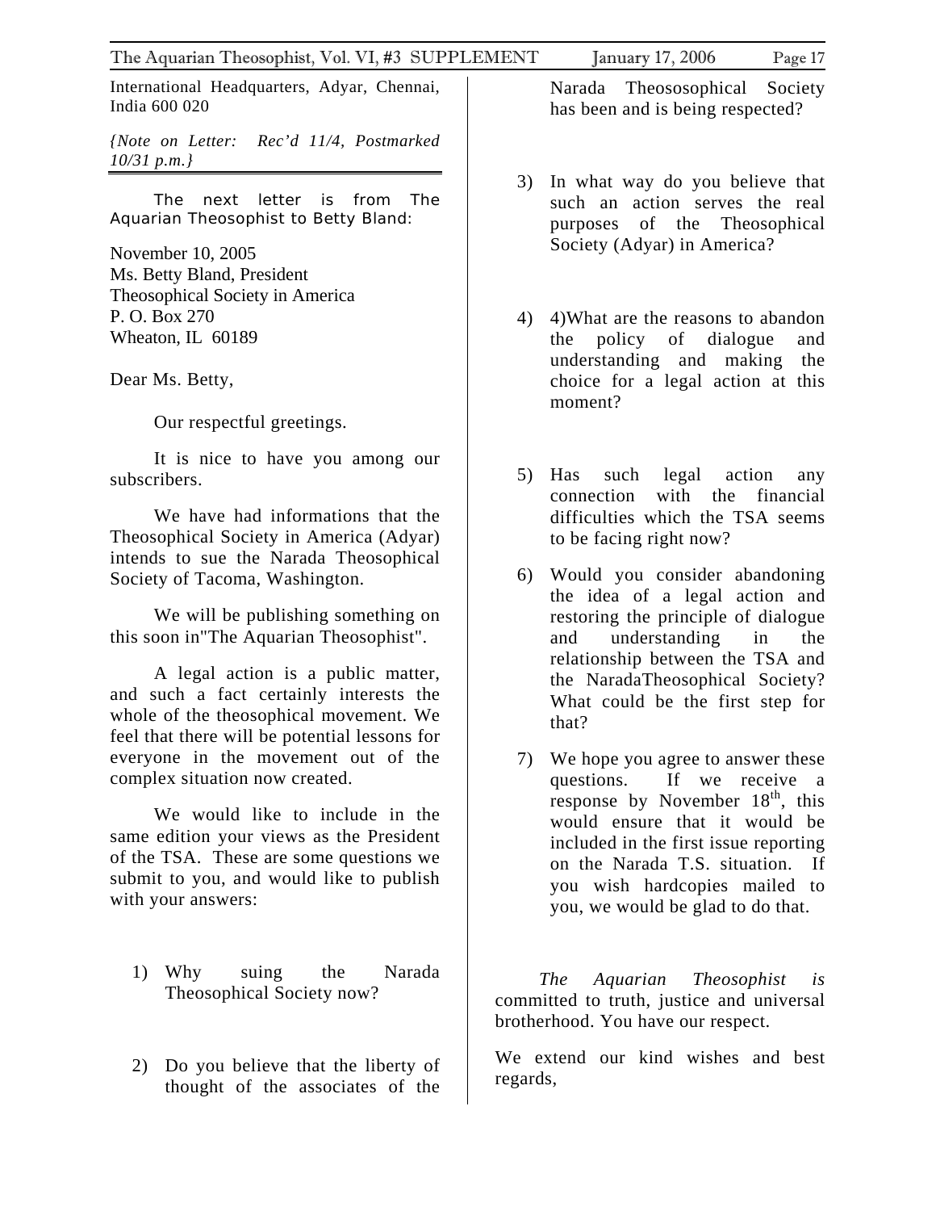International Headquarters, Adyar, Chennai, India 600 020

*{Note on Letter: Rec'd 11/4, Postmarked 10/31 p.m.}*

---

The next letter is from The Aquarian Theosophist to Betty Bland:

November 10, 2005
Ms. Betty Bland, President
Theosophical Society in America
P. O. Box 270
Wheaton, IL 60189

Dear Ms. Betty,

Our respectful greetings.

It is nice to have you among our subscribers.

We have had informations that the Theosophical Society in America (Adyar) intends to sue the Narada Theosophical Society of Tacoma, Washington.

We will be publishing something on this soon in"The Aquarian Theosophist".

A legal action is a public matter, and such a fact certainly interests the whole of the theosophical movement. We feel that there will be potential lessons for everyone in the movement out of the complex situation now created.

We would like to include in the same edition your views as the President of the TSA. These are some questions we submit to you, and would like to publish with your answers:

1) Why suing the Narada Theosophical Society now?

2) Do you believe that the liberty of thought of the associates of the Narada Theosophical Society has been and is being respected?

3) In what way do you believe that such an action serves the real purposes of the Theosophical Society (Adyar) in America?

4) 4)What are the reasons to abandon the policy of dialogue and understanding and making the choice for a legal action at this moment?

5) Has such legal action any connection with the financial difficulties which the TSA seems to be facing right now?

6) Would you consider abandoning the idea of a legal action and restoring the principle of dialogue and understanding in the relationship between the TSA and the NaradaTheosophical Society? What could be the first step for that?

7) We hope you agree to answer these questions. If we receive a response by November 18th, this would ensure that it would be included in the first issue reporting on the Narada T.S. situation. If you wish hardcopies mailed to you, we would be glad to do that.

*The Aquarian Theosophist is* committed to truth, justice and universal brotherhood. You have our respect.

We extend our kind wishes and best regards,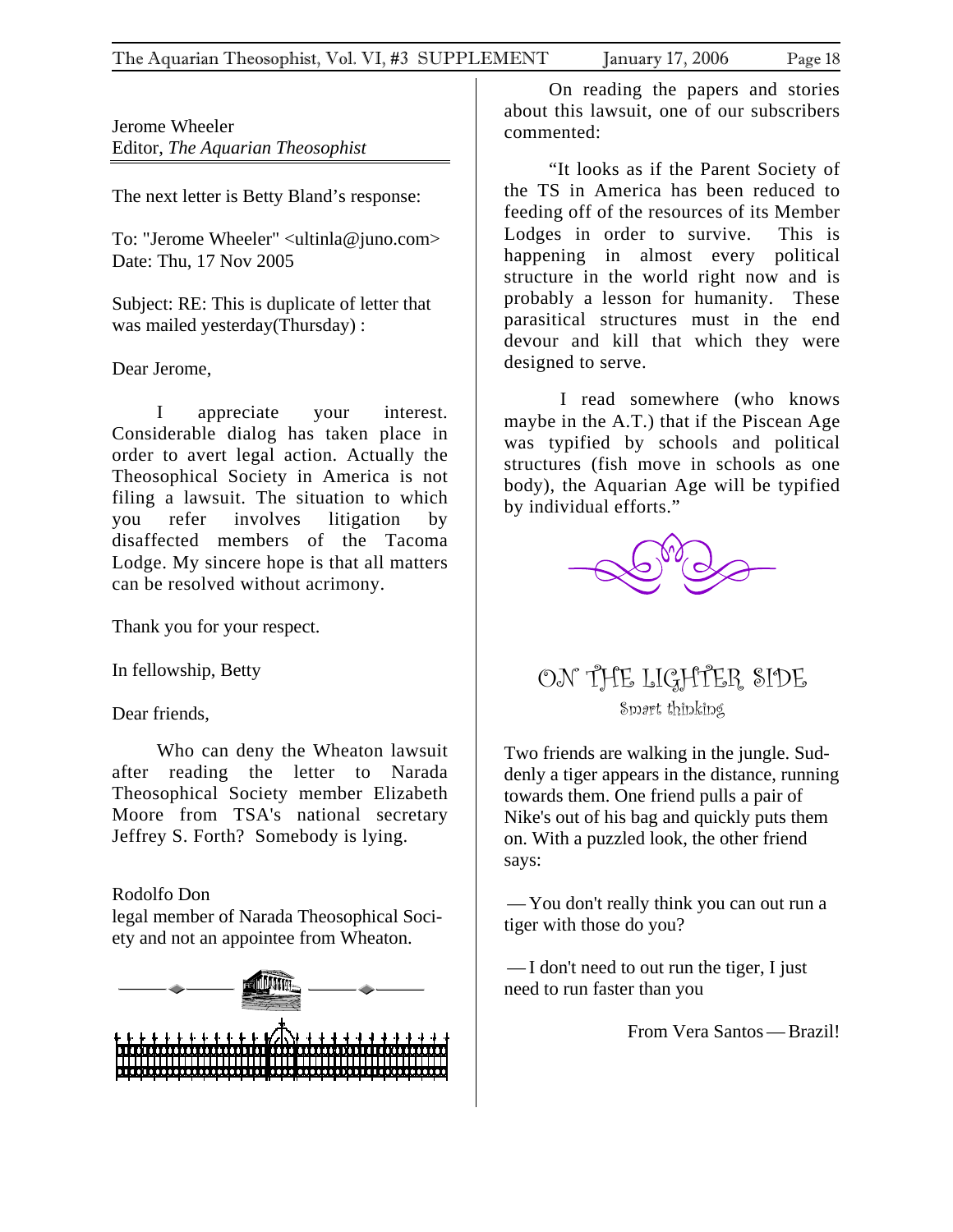Jerome Wheeler
Editor, *The Aquarian Theosophist*

The next letter is Betty Bland's response:

To: "Jerome Wheeler" <ultinla@juno.com>
Date: Thu, 17 Nov 2005

Subject: RE: This is duplicate of letter that was mailed yesterday(Thursday) :

Dear Jerome,

I appreciate your interest. Considerable dialog has taken place in order to avert legal action. Actually the Theosophical Society in America is not filing a lawsuit. The situation to which you refer involves litigation by disaffected members of the Tacoma Lodge. My sincere hope is that all matters can be resolved without acrimony.

Thank you for your respect.

In fellowship, Betty

Dear friends,

Who can deny the Wheaton lawsuit after reading the letter to Narada Theosophical Society member Elizabeth Moore from TSA's national secretary Jeffrey S. Forth? Somebody is lying.

Rodolfo Don
legal member of Narada Theosophical Society and not an appointee from Wheaton.

On reading the papers and stories about this lawsuit, one of our subscribers commented:

"It looks as if the Parent Society of the TS in America has been reduced to feeding off of the resources of its Member Lodges in order to survive. This is happening in almost every political structure in the world right now and is probably a lesson for humanity. These parasitical structures must in the end devour and kill that which they were designed to serve.

I read somewhere (who knows maybe in the A.T.) that if the Piscean Age was typified by schools and political structures (fish move in schools as one body), the Aquarian Age will be typified by individual efforts."

## ON THE LIGHTER SIDE

### Smart thinking

Two friends are walking in the jungle. Suddenly a tiger appears in the distance, running towards them. One friend pulls a pair of Nike's out of his bag and quickly puts them on. With a puzzled look, the other friend says:

— You don't really think you can out run a tiger with those do you?

— I don't need to out run the tiger, I just need to run faster than you

From Vera Santos — Brazil!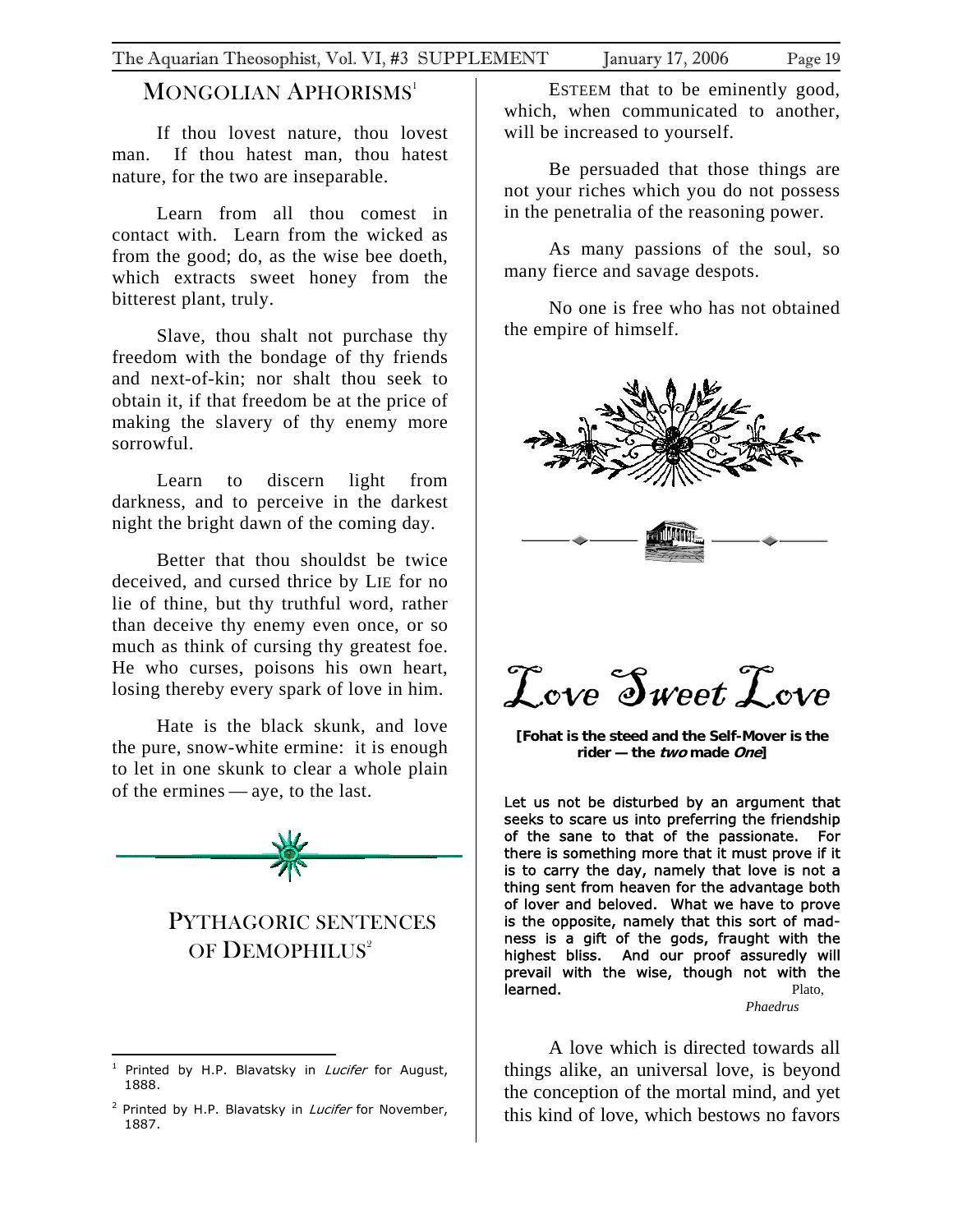## MONGOLIAN APHORISMS[1]

If thou lovest nature, thou lovest man. If thou hatest man, thou hatest nature, for the two are inseparable.

Learn from all thou comest in contact with. Learn from the wicked as from the good; do, as the wise bee doeth, which extracts sweet honey from the bitterest plant, truly.

Slave, thou shalt not purchase thy freedom with the bondage of thy friends and next-of-kin; nor shalt thou seek to obtain it, if that freedom be at the price of making the slavery of thy enemy more sorrowful.

Learn to discern light from darkness, and to perceive in the darkest night the bright dawn of the coming day.

Better that thou shouldst be twice deceived, and cursed thrice by LIE for no lie of thine, but thy truthful word, rather than deceive thy enemy even once, or so much as think of cursing thy greatest foe. He who curses, poisons his own heart, losing thereby every spark of love in him.

Hate is the black skunk, and love the pure, snow-white ermine: it is enough to let in one skunk to clear a whole plain of the ermines — aye, to the last.

## PYTHAGORIC SENTENCES OF DEMOPHILUS[2]

ESTEEM that to be eminently good, which, when communicated to another, will be increased to yourself.

Be persuaded that those things are not your riches which you do not possess in the penetralia of the reasoning power.

As many passions of the soul, so many fierce and savage despots.

No one is free who has not obtained the empire of himself.

## Love Sweet Love

**[Fohat is the steed and the Self-Mover is the rider — the *two* made *One*]**

Let us not be disturbed by an argument that seeks to scare us into preferring the friendship of the sane to that of the passionate. For there is something more that it must prove if it is to carry the day, namely that love is not a thing sent from heaven for the advantage both of lover and beloved. What we have to prove is the opposite, namely that this sort of madness is a gift of the gods, fraught with the highest bliss. And our proof assuredly will prevail with the wise, though not with the learned.

Plato, *Phaedrus*

A love which is directed towards all things alike, an universal love, is beyond the conception of the mortal mind, and yet this kind of love, which bestows no favors

---

[1] Printed by H.P. Blavatsky in *Lucifer* for August, 1888.

[2] Printed by H.P. Blavatsky in *Lucifer* for November, 1887.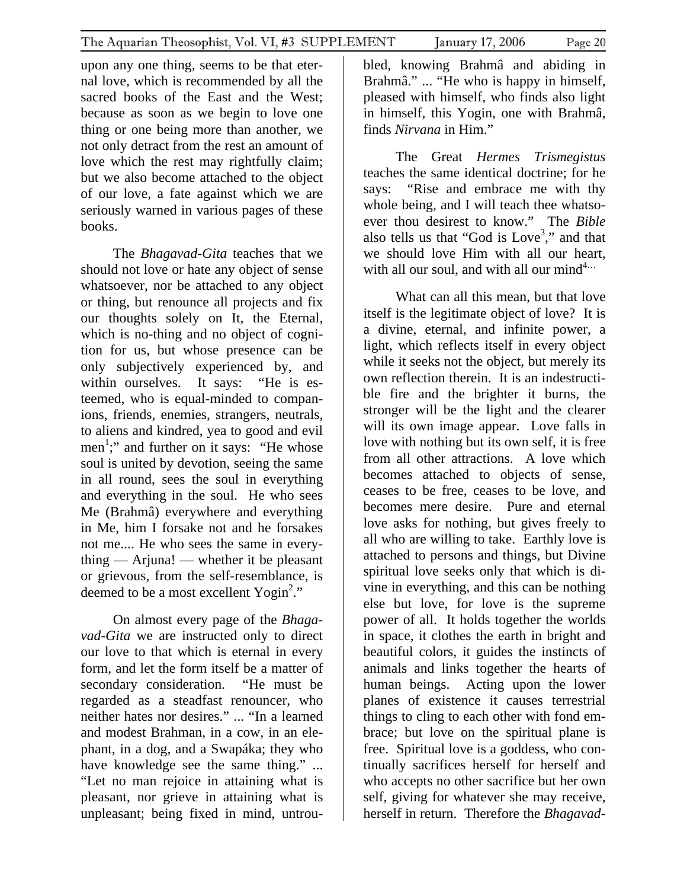upon any one thing, seems to be that eternal love, which is recommended by all the sacred books of the East and the West; because as soon as we begin to love one thing or one being more than another, we not only detract from the rest an amount of love which the rest may rightfully claim; but we also become attached to the object of our love, a fate against which we are seriously warned in various pages of these books.

The *Bhagavad-Gita* teaches that we should not love or hate any object of sense whatsoever, nor be attached to any object or thing, but renounce all projects and fix our thoughts solely on It, the Eternal, which is no-thing and no object of cognition for us, but whose presence can be only subjectively experienced by, and within ourselves. It says: "He is esteemed, who is equal-minded to companions, friends, enemies, strangers, neutrals, to aliens and kindred, yea to good and evil men[1];" and further on it says: "He whose soul is united by devotion, seeing the same in all round, sees the soul in everything and everything in the soul. He who sees Me (Brahmâ) everywhere and everything in Me, him I forsake not and he forsakes not me.... He who sees the same in everything — Arjuna! — whether it be pleasant or grievous, from the self-resemblance, is deemed to be a most excellent Yogin[2]."

On almost every page of the *Bhagavad-Gita* we are instructed only to direct our love to that which is eternal in every form, and let the form itself be a matter of secondary consideration. "He must be regarded as a steadfast renouncer, who neither hates nor desires." ... "In a learned and modest Brahman, in a cow, in an elephant, in a dog, and a Swapáka; they who have knowledge see the same thing." ... "Let no man rejoice in attaining what is pleasant, nor grieve in attaining what is unpleasant; being fixed in mind, untroubled, knowing Brahmâ and abiding in Brahmâ." ... "He who is happy in himself, pleased with himself, who finds also light in himself, this Yogin, one with Brahmâ, finds *Nirvana* in Him."

The Great *Hermes Trismegistus* teaches the same identical doctrine; for he says: "Rise and embrace me with thy whole being, and I will teach thee whatsoever thou desirest to know." The *Bible* also tells us that "God is Love[3]," and that we should love Him with all our heart, with all our soul, and with all our mind[4...]

What can all this mean, but that love itself is the legitimate object of love? It is a divine, eternal, and infinite power, a light, which reflects itself in every object while it seeks not the object, but merely its own reflection therein. It is an indestructible fire and the brighter it burns, the stronger will be the light and the clearer will its own image appear. Love falls in love with nothing but its own self, it is free from all other attractions. A love which becomes attached to objects of sense, ceases to be free, ceases to be love, and becomes mere desire. Pure and eternal love asks for nothing, but gives freely to all who are willing to take. Earthly love is attached to persons and things, but Divine spiritual love seeks only that which is divine in everything, and this can be nothing else but love, for love is the supreme power of all. It holds together the worlds in space, it clothes the earth in bright and beautiful colors, it guides the instincts of animals and links together the hearts of human beings. Acting upon the lower planes of existence it causes terrestrial things to cling to each other with fond embrace; but love on the spiritual plane is free. Spiritual love is a goddess, who continually sacrifices herself for herself and who accepts no other sacrifice but her own self, giving for whatever she may receive, herself in return. Therefore the *Bhagavad-*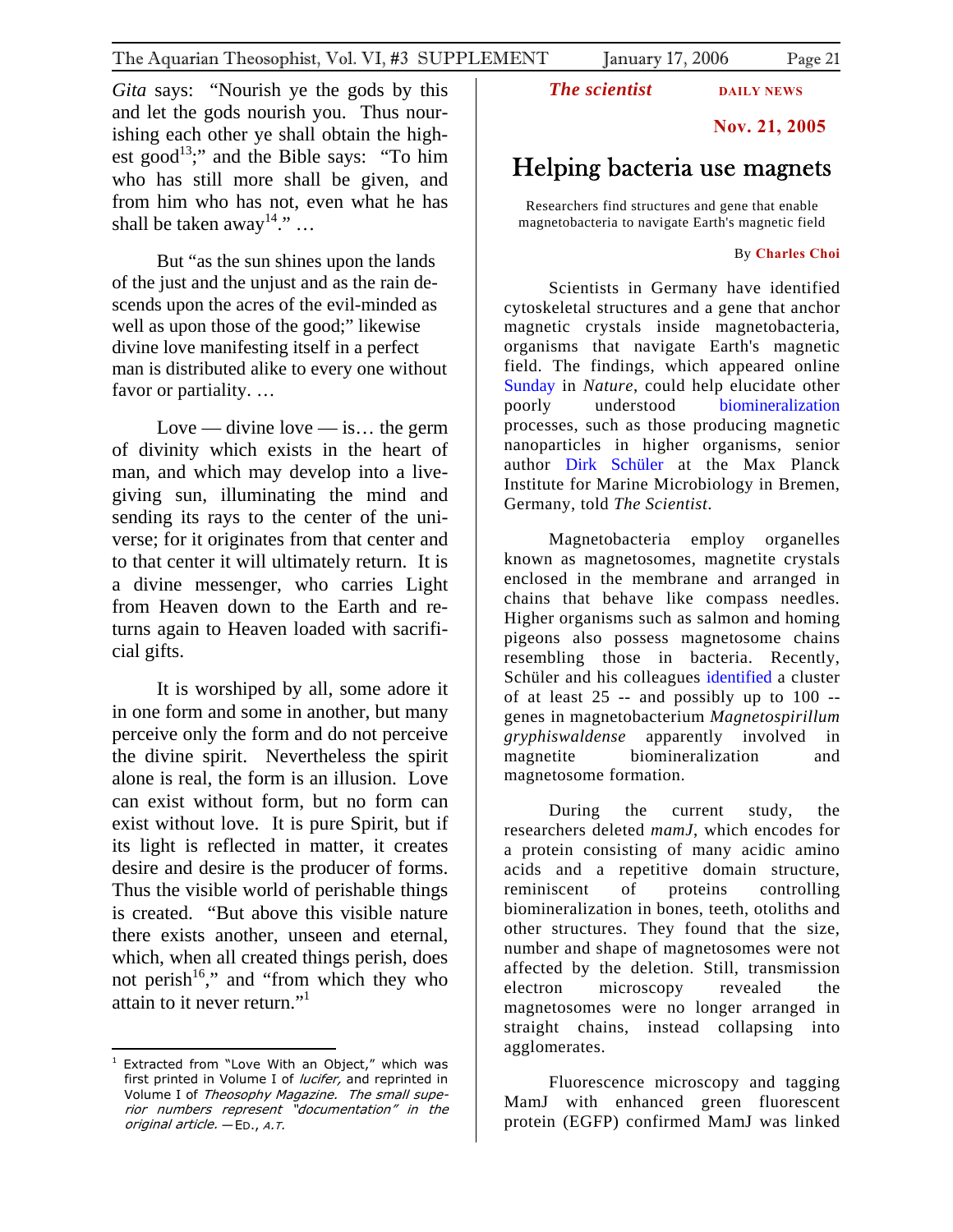*Gita* says: "Nourish ye the gods by this and let the gods nourish you. Thus nourishing each other ye shall obtain the highest good[13];" and the Bible says: "To him who has still more shall be given, and from him who has not, even what he has shall be taken away[14]." …

But "as the sun shines upon the lands of the just and the unjust and as the rain descends upon the acres of the evil-minded as well as upon those of the good;" likewise divine love manifesting itself in a perfect man is distributed alike to every one without favor or partiality. …

Love — divine love — is… the germ of divinity which exists in the heart of man, and which may develop into a live-giving sun, illuminating the mind and sending its rays to the center of the universe; for it originates from that center and to that center it will ultimately return. It is a divine messenger, who carries Light from Heaven down to the Earth and returns again to Heaven loaded with sacrificial gifts.

It is worshiped by all, some adore it in one form and some in another, but many perceive only the form and do not perceive the divine spirit. Nevertheless the spirit alone is real, the form is an illusion. Love can exist without form, but no form can exist without love. It is pure Spirit, but if its light is reflected in matter, it creates desire and desire is the producer of forms. Thus the visible world of perishable things is created. "But above this visible nature there exists another, unseen and eternal, which, when all created things perish, does not perish[16]," and "from which they who attain to it never return."[1]

[1] Extracted from "Love With an Object," which was first printed in Volume I of *lucifer,* and reprinted in Volume I of *Theosophy Magazine. The small superior numbers represent "documentation" in the original article.* —ED., *A.T.*

***The scientist*** **DAILY NEWS**

**Nov. 21, 2005**

# Helping bacteria use magnets

Researchers find structures and gene that enable magnetobacteria to navigate Earth's magnetic field

By **Charles Choi**

Scientists in Germany have identified cytoskeletal structures and a gene that anchor magnetic crystals inside magnetobacteria, organisms that navigate Earth's magnetic field. The findings, which appeared online Sunday in *Nature*, could help elucidate other poorly understood biomineralization processes, such as those producing magnetic nanoparticles in higher organisms, senior author Dirk Schüler at the Max Planck Institute for Marine Microbiology in Bremen, Germany, told *The Scientist*.

Magnetobacteria employ organelles known as magnetosomes, magnetite crystals enclosed in the membrane and arranged in chains that behave like compass needles. Higher organisms such as salmon and homing pigeons also possess magnetosome chains resembling those in bacteria. Recently, Schüler and his colleagues identified a cluster of at least 25 -- and possibly up to 100 -- genes in magnetobacterium *Magnetospirillum gryphiswaldense* apparently involved in magnetite biomineralization and magnetosome formation.

During the current study, the researchers deleted *mamJ*, which encodes for a protein consisting of many acidic amino acids and a repetitive domain structure, reminiscent of proteins controlling biomineralization in bones, teeth, otoliths and other structures. They found that the size, number and shape of magnetosomes were not affected by the deletion. Still, transmission electron microscopy revealed the magnetosomes were no longer arranged in straight chains, instead collapsing into agglomerates.

Fluorescence microscopy and tagging MamJ with enhanced green fluorescent protein (EGFP) confirmed MamJ was linked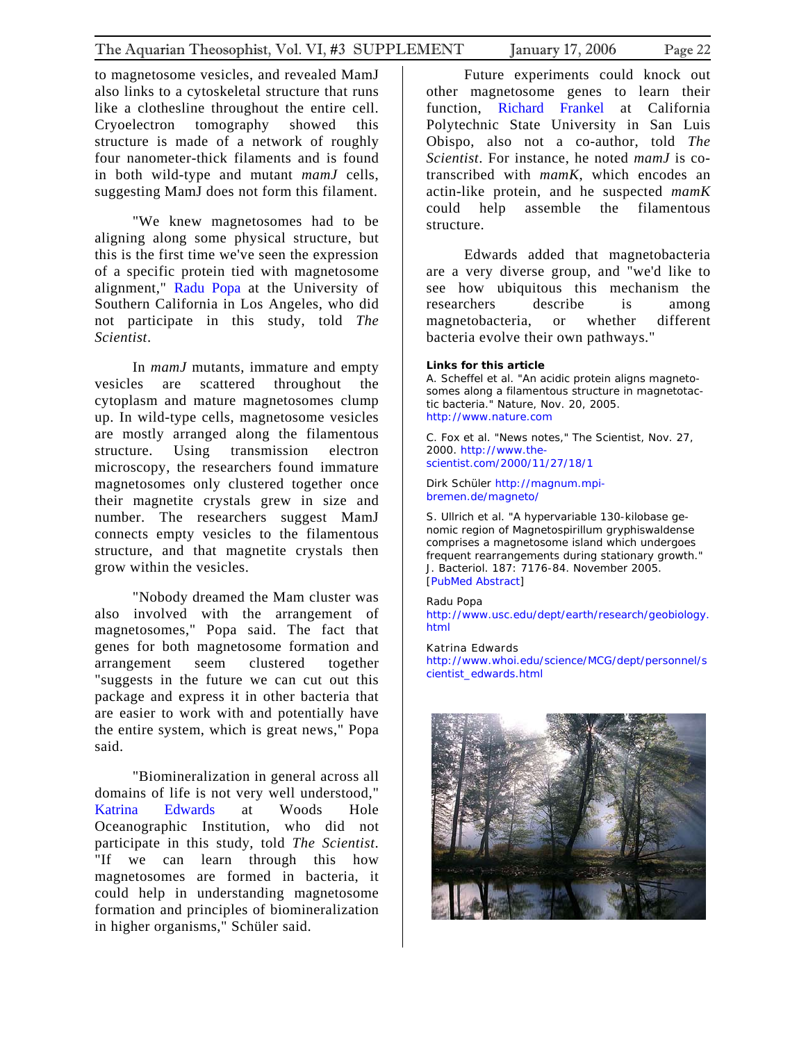to magnetosome vesicles, and revealed MamJ also links to a cytoskeletal structure that runs like a clothesline throughout the entire cell. Cryoelectron tomography showed this structure is made of a network of roughly four nanometer-thick filaments and is found in both wild-type and mutant *mamJ* cells, suggesting MamJ does not form this filament.

"We knew magnetosomes had to be aligning along some physical structure, but this is the first time we've seen the expression of a specific protein tied with magnetosome alignment," Radu Popa at the University of Southern California in Los Angeles, who did not participate in this study, told *The Scientist*.

In *mamJ* mutants, immature and empty vesicles are scattered throughout the cytoplasm and mature magnetosomes clump up. In wild-type cells, magnetosome vesicles are mostly arranged along the filamentous structure. Using transmission electron microscopy, the researchers found immature magnetosomes only clustered together once their magnetite crystals grew in size and number. The researchers suggest MamJ connects empty vesicles to the filamentous structure, and that magnetite crystals then grow within the vesicles.

"Nobody dreamed the Mam cluster was also involved with the arrangement of magnetosomes," Popa said. The fact that genes for both magnetosome formation and arrangement seem clustered together "suggests in the future we can cut out this package and express it in other bacteria that are easier to work with and potentially have the entire system, which is great news," Popa said.

"Biomineralization in general across all domains of life is not very well understood," Katrina Edwards at Woods Hole Oceanographic Institution, who did not participate in this study, told *The Scientist*. "If we can learn through this how magnetosomes are formed in bacteria, it could help in understanding magnetosome formation and principles of biomineralization in higher organisms," Schüler said.

Future experiments could knock out other magnetosome genes to learn their function, Richard Frankel at California Polytechnic State University in San Luis Obispo, also not a co-author, told *The Scientist*. For instance, he noted *mamJ* is co-transcribed with *mamK*, which encodes an actin-like protein, and he suspected *mamK* could help assemble the filamentous structure.

Edwards added that magnetobacteria are a very diverse group, and "we'd like to see how ubiquitous this mechanism the researchers describe is among magnetobacteria, or whether different bacteria evolve their own pathways."

**Links for this article**

A. Scheffel et al. "An acidic protein aligns magnetosomes along a filamentous structure in magnetotactic bacteria." Nature, Nov. 20, 2005.
http://www.nature.com

C. Fox et al. "News notes," The Scientist, Nov. 27, 2000. http://www.the-scientist.com/2000/11/27/18/1

Dirk Schüler http://magnum.mpi-bremen.de/magneto/

S. Ullrich et al. "A hypervariable 130-kilobase genomic region of Magnetospirillum gryphiswaldense comprises a magnetosome island which undergoes frequent rearrangements during stationary growth." J. Bacteriol. 187: 7176-84. November 2005.
[PubMed Abstract]

Radu Popa
http://www.usc.edu/dept/earth/research/geobiology.html

Katrina Edwards
http://www.whoi.edu/science/MCG/dept/personnel/scientist_edwards.html